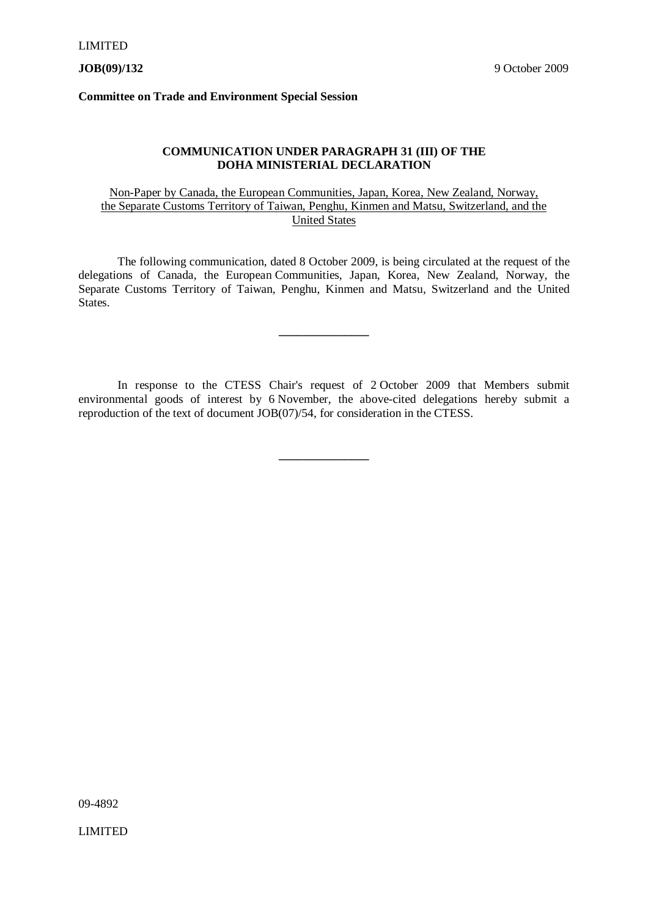LIMITED

**JOB(09)/132** 9 October 2009

**Committee on Trade and Environment Special Session**

**COMMUNICATION UNDER PARAGRAPH 31 (III) OF THE DOHA MINISTERIAL DECLARATION**

Non-Paper by Canada, the European Communities, Japan, Korea, New Zealand, Norway, the Separate Customs Territory of Taiwan, Penghu, Kinmen and Matsu, Switzerland, and the United States

The following communication, dated 8 October 2009, is being circulated at the request of the delegations of Canada, the European Communities, Japan, Korea, New Zealand, Norway, the Separate Customs Territory of Taiwan, Penghu, Kinmen and Matsu, Switzerland and the United States.

---

In response to the CTESS Chair's request of 2 October 2009 that Members submit environmental goods of interest by 6 November, the above-cited delegations hereby submit a reproduction of the text of document JOB(07)/54, for consideration in the CTESS.

---

09-4892

LIMITED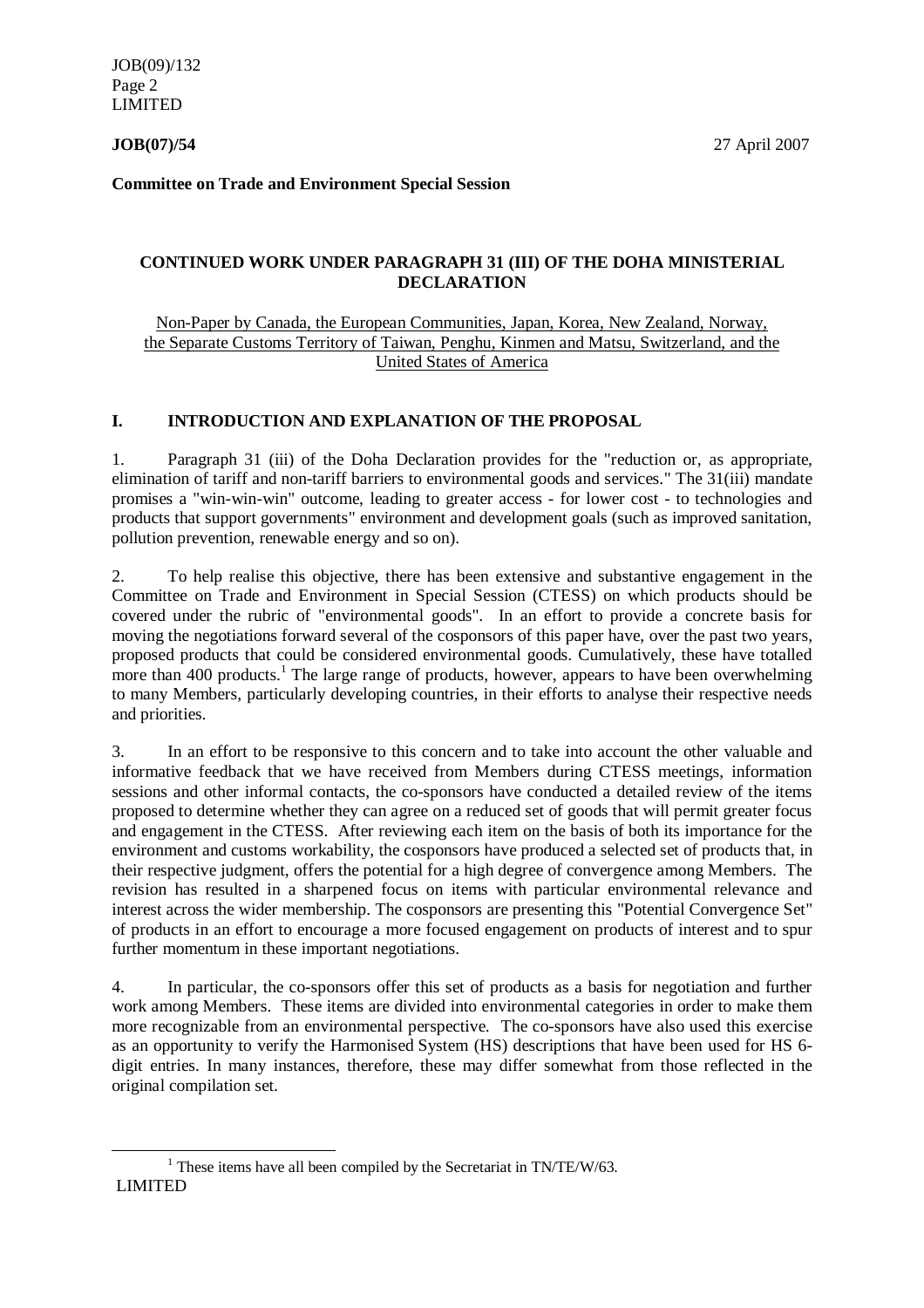**JOB(07)/54** 27 April 2007

**Committee on Trade and Environment Special Session**

## CONTINUED WORK UNDER PARAGRAPH 31 (III) OF THE DOHA MINISTERIAL DECLARATION

Non-Paper by Canada, the European Communities, Japan, Korea, New Zealand, Norway, the Separate Customs Territory of Taiwan, Penghu, Kinmen and Matsu, Switzerland, and the United States of America

## I. INTRODUCTION AND EXPLANATION OF THE PROPOSAL

1. Paragraph 31 (iii) of the Doha Declaration provides for the "reduction or, as appropriate, elimination of tariff and non-tariff barriers to environmental goods and services." The 31(iii) mandate promises a "win-win-win" outcome, leading to greater access - for lower cost - to technologies and products that support governments" environment and development goals (such as improved sanitation, pollution prevention, renewable energy and so on).

2. To help realise this objective, there has been extensive and substantive engagement in the Committee on Trade and Environment in Special Session (CTESS) on which products should be covered under the rubric of "environmental goods". In an effort to provide a concrete basis for moving the negotiations forward several of the cosponsors of this paper have, over the past two years, proposed products that could be considered environmental goods. Cumulatively, these have totalled more than 400 products.[1] The large range of products, however, appears to have been overwhelming to many Members, particularly developing countries, in their efforts to analyse their respective needs and priorities.

3. In an effort to be responsive to this concern and to take into account the other valuable and informative feedback that we have received from Members during CTESS meetings, information sessions and other informal contacts, the co-sponsors have conducted a detailed review of the items proposed to determine whether they can agree on a reduced set of goods that will permit greater focus and engagement in the CTESS. After reviewing each item on the basis of both its importance for the environment and customs workability, the cosponsors have produced a selected set of products that, in their respective judgment, offers the potential for a high degree of convergence among Members. The revision has resulted in a sharpened focus on items with particular environmental relevance and interest across the wider membership. The cosponsors are presenting this "Potential Convergence Set" of products in an effort to encourage a more focused engagement on products of interest and to spur further momentum in these important negotiations.

4. In particular, the co-sponsors offer this set of products as a basis for negotiation and further work among Members. These items are divided into environmental categories in order to make them more recognizable from an environmental perspective. The co-sponsors have also used this exercise as an opportunity to verify the Harmonised System (HS) descriptions that have been used for HS 6-digit entries. In many instances, therefore, these may differ somewhat from those reflected in the original compilation set.

[1] These items have all been compiled by the Secretariat in TN/TE/W/63.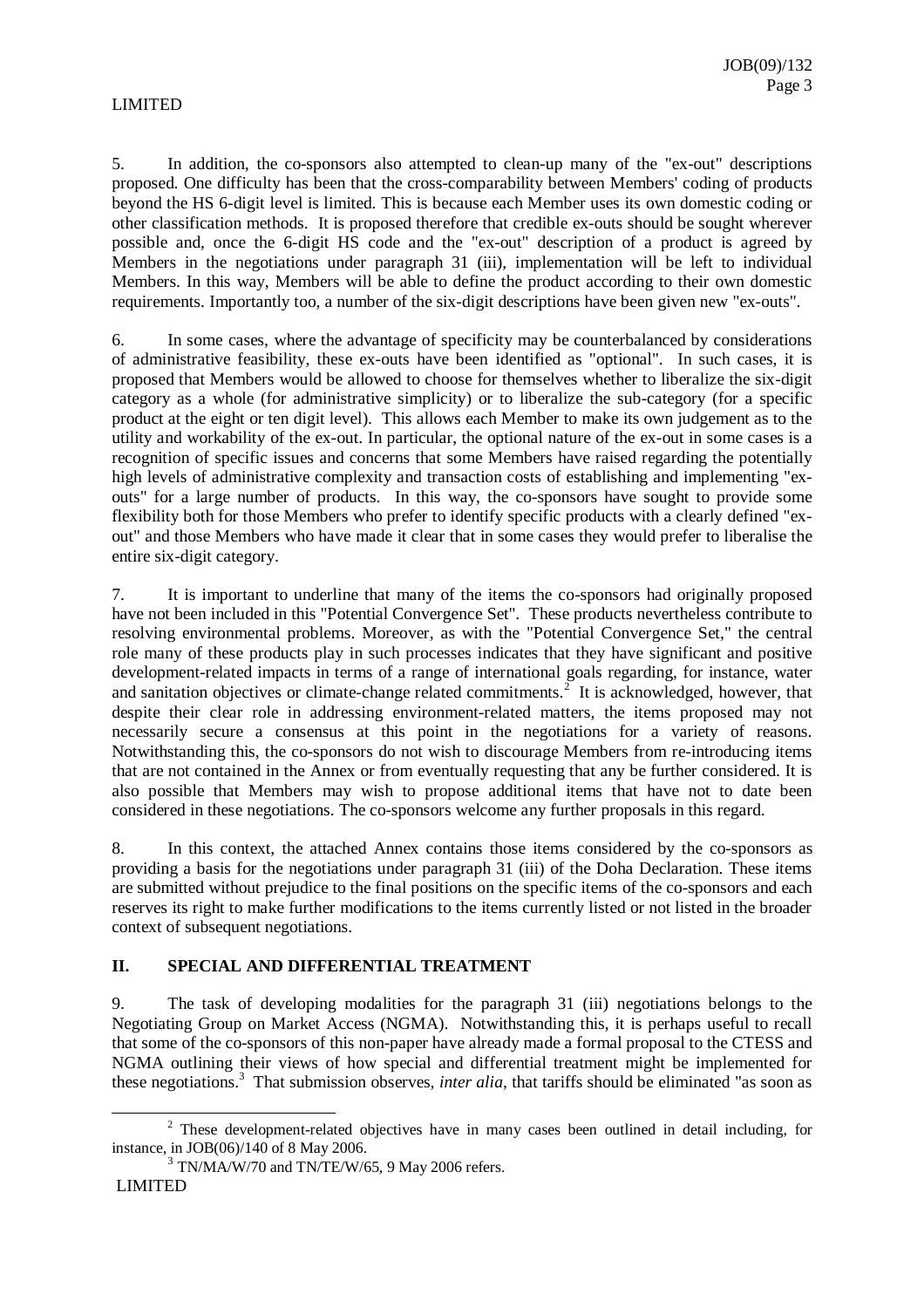5. In addition, the co-sponsors also attempted to clean-up many of the "ex-out" descriptions proposed. One difficulty has been that the cross-comparability between Members' coding of products beyond the HS 6-digit level is limited. This is because each Member uses its own domestic coding or other classification methods. It is proposed therefore that credible ex-outs should be sought wherever possible and, once the 6-digit HS code and the "ex-out" description of a product is agreed by Members in the negotiations under paragraph 31 (iii), implementation will be left to individual Members. In this way, Members will be able to define the product according to their own domestic requirements. Importantly too, a number of the six-digit descriptions have been given new "ex-outs".

6. In some cases, where the advantage of specificity may be counterbalanced by considerations of administrative feasibility, these ex-outs have been identified as "optional". In such cases, it is proposed that Members would be allowed to choose for themselves whether to liberalize the six-digit category as a whole (for administrative simplicity) or to liberalize the sub-category (for a specific product at the eight or ten digit level). This allows each Member to make its own judgement as to the utility and workability of the ex-out. In particular, the optional nature of the ex-out in some cases is a recognition of specific issues and concerns that some Members have raised regarding the potentially high levels of administrative complexity and transaction costs of establishing and implementing "ex-outs" for a large number of products. In this way, the co-sponsors have sought to provide some flexibility both for those Members who prefer to identify specific products with a clearly defined "ex-out" and those Members who have made it clear that in some cases they would prefer to liberalise the entire six-digit category.

7. It is important to underline that many of the items the co-sponsors had originally proposed have not been included in this "Potential Convergence Set". These products nevertheless contribute to resolving environmental problems. Moreover, as with the "Potential Convergence Set," the central role many of these products play in such processes indicates that they have significant and positive development-related impacts in terms of a range of international goals regarding, for instance, water and sanitation objectives or climate-change related commitments.[2] It is acknowledged, however, that despite their clear role in addressing environment-related matters, the items proposed may not necessarily secure a consensus at this point in the negotiations for a variety of reasons. Notwithstanding this, the co-sponsors do not wish to discourage Members from re-introducing items that are not contained in the Annex or from eventually requesting that any be further considered. It is also possible that Members may wish to propose additional items that have not to date been considered in these negotiations. The co-sponsors welcome any further proposals in this regard.

8. In this context, the attached Annex contains those items considered by the co-sponsors as providing a basis for the negotiations under paragraph 31 (iii) of the Doha Declaration. These items are submitted without prejudice to the final positions on the specific items of the co-sponsors and each reserves its right to make further modifications to the items currently listed or not listed in the broader context of subsequent negotiations.

## II. SPECIAL AND DIFFERENTIAL TREATMENT

9. The task of developing modalities for the paragraph 31 (iii) negotiations belongs to the Negotiating Group on Market Access (NGMA). Notwithstanding this, it is perhaps useful to recall that some of the co-sponsors of this non-paper have already made a formal proposal to the CTESS and NGMA outlining their views of how special and differential treatment might be implemented for these negotiations.[3] That submission observes, *inter alia*, that tariffs should be eliminated "as soon as

---

[2] These development-related objectives have in many cases been outlined in detail including, for instance, in JOB(06)/140 of 8 May 2006.

[3] TN/MA/W/70 and TN/TE/W/65, 9 May 2006 refers.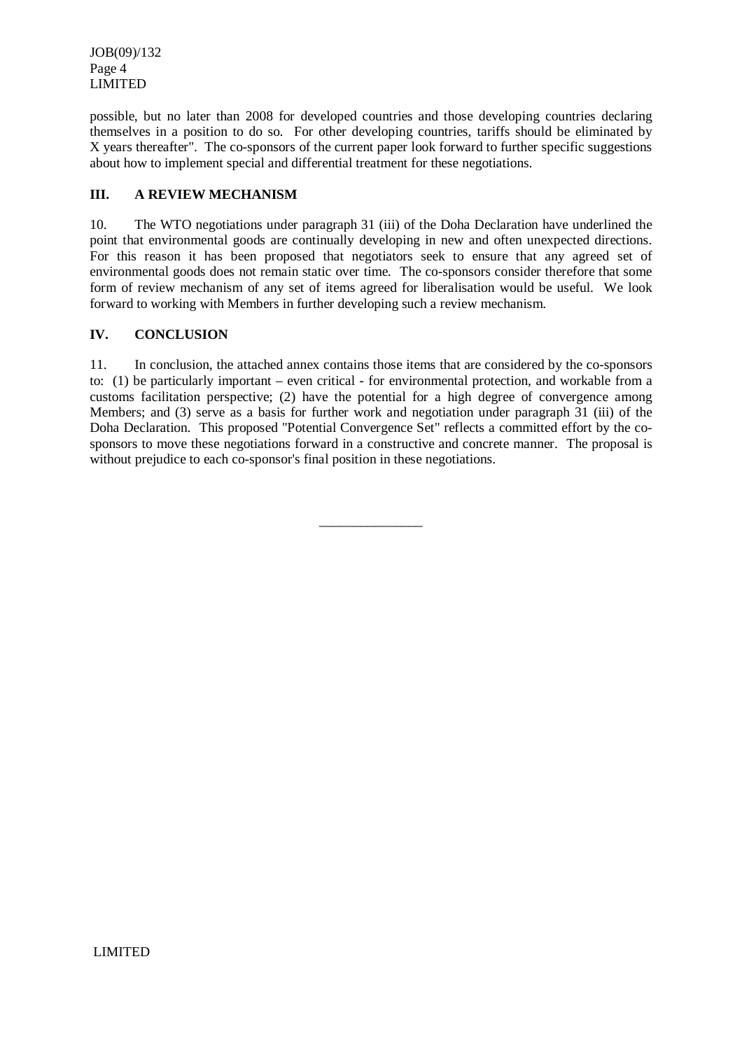possible, but no later than 2008 for developed countries and those developing countries declaring themselves in a position to do so. For other developing countries, tariffs should be eliminated by X years thereafter". The co-sponsors of the current paper look forward to further specific suggestions about how to implement special and differential treatment for these negotiations.

## III. A REVIEW MECHANISM

10. The WTO negotiations under paragraph 31 (iii) of the Doha Declaration have underlined the point that environmental goods are continually developing in new and often unexpected directions. For this reason it has been proposed that negotiators seek to ensure that any agreed set of environmental goods does not remain static over time. The co-sponsors consider therefore that some form of review mechanism of any set of items agreed for liberalisation would be useful. We look forward to working with Members in further developing such a review mechanism.

## IV. CONCLUSION

11. In conclusion, the attached annex contains those items that are considered by the co-sponsors to: (1) be particularly important – even critical - for environmental protection, and workable from a customs facilitation perspective; (2) have the potential for a high degree of convergence among Members; and (3) serve as a basis for further work and negotiation under paragraph 31 (iii) of the Doha Declaration. This proposed "Potential Convergence Set" reflects a committed effort by the co-sponsors to move these negotiations forward in a constructive and concrete manner. The proposal is without prejudice to each co-sponsor's final position in these negotiations.

\_\_\_\_\_\_\_\_\_\_\_\_\_\_\_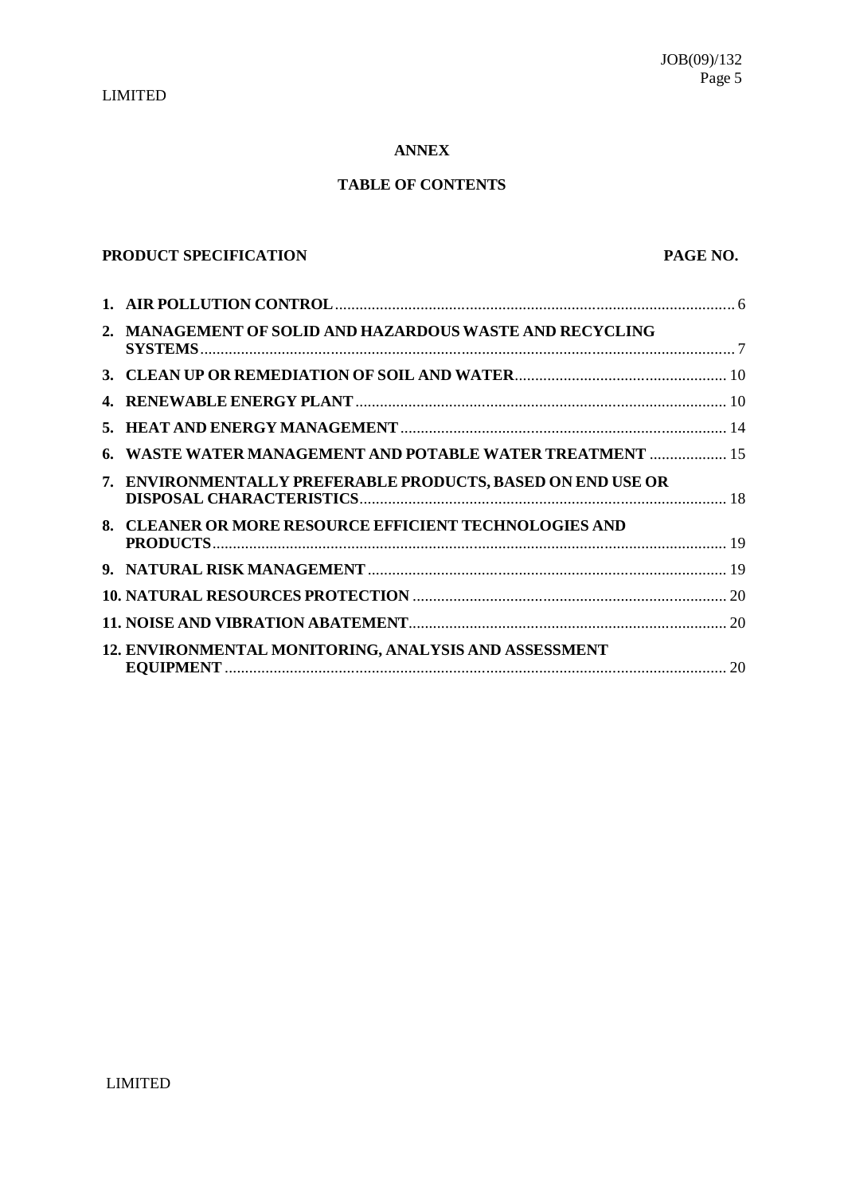## ANNEX

## TABLE OF CONTENTS

| PRODUCT SPECIFICATION | PAGE NO. |
|---|---|
| **1. AIR POLLUTION CONTROL** | 6 |
| **2. MANAGEMENT OF SOLID AND HAZARDOUS WASTE AND RECYCLING SYSTEMS** | 7 |
| **3. CLEAN UP OR REMEDIATION OF SOIL AND WATER** | 10 |
| **4. RENEWABLE ENERGY PLANT** | 10 |
| **5. HEAT AND ENERGY MANAGEMENT** | 14 |
| **6. WASTE WATER MANAGEMENT AND POTABLE WATER TREATMENT** | 15 |
| **7. ENVIRONMENTALLY PREFERABLE PRODUCTS, BASED ON END USE OR DISPOSAL CHARACTERISTICS** | 18 |
| **8. CLEANER OR MORE RESOURCE EFFICIENT TECHNOLOGIES AND PRODUCTS** | 19 |
| **9. NATURAL RISK MANAGEMENT** | 19 |
| **10. NATURAL RESOURCES PROTECTION** | 20 |
| **11. NOISE AND VIBRATION ABATEMENT** | 20 |
| **12. ENVIRONMENTAL MONITORING, ANALYSIS AND ASSESSMENT EQUIPMENT** | 20 |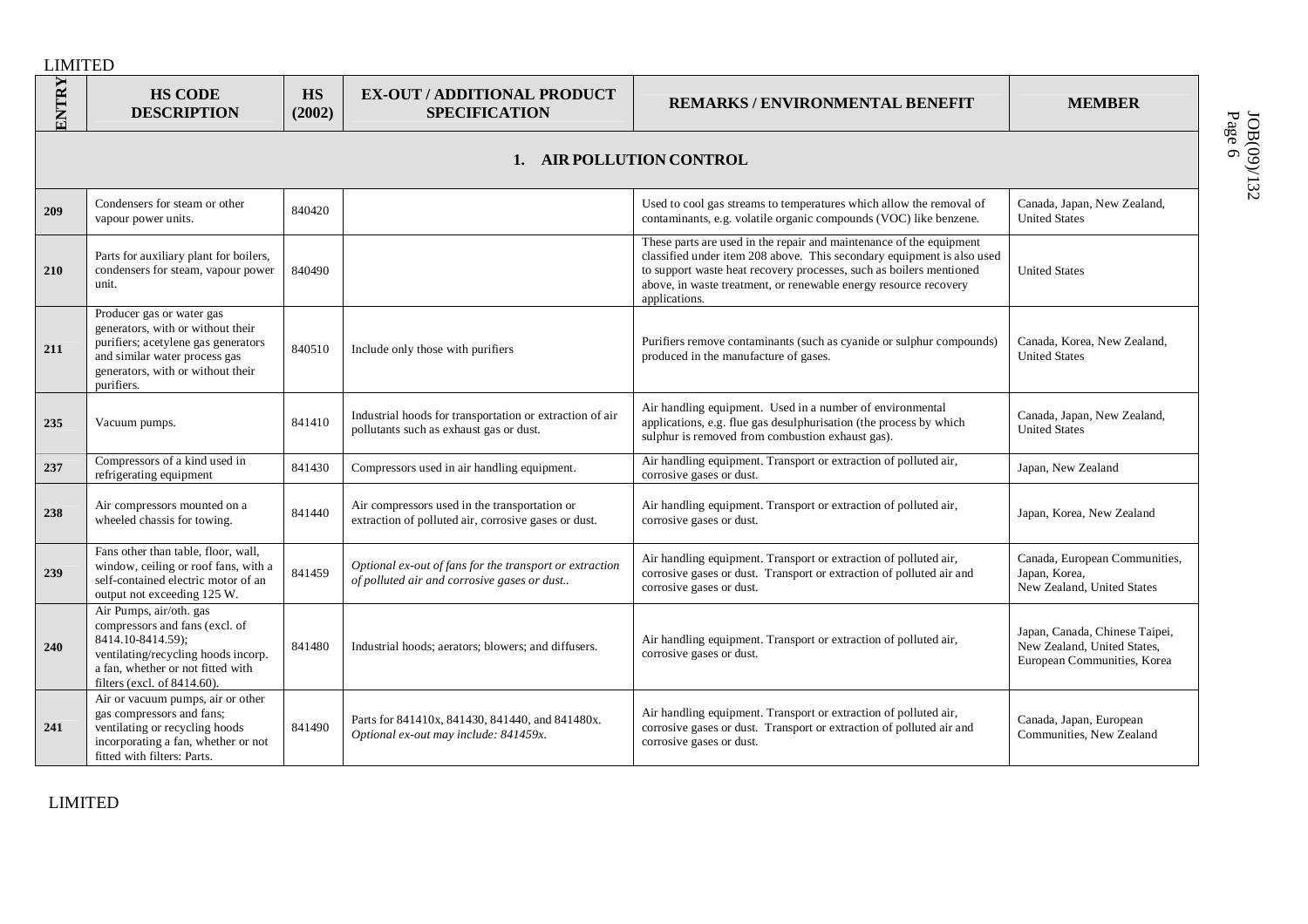| ENTRY | HS CODE DESCRIPTION | HS (2002) | EX-OUT / ADDITIONAL PRODUCT SPECIFICATION | REMARKS / ENVIRONMENTAL BENEFIT | MEMBER |
|---|---|---|---|---|---|
| **1. AIR POLLUTION CONTROL** | | | | | |
| 209 | Condensers for steam or other vapour power units. | 840420 | | Used to cool gas streams to temperatures which allow the removal of contaminants, e.g. volatile organic compounds (VOC) like benzene. | Canada, Japan, New Zealand, United States |
| 210 | Parts for auxiliary plant for boilers, condensers for steam, vapour power unit. | 840490 | | These parts are used in the repair and maintenance of the equipment classified under item 208 above. This secondary equipment is also used to support waste heat recovery processes, such as boilers mentioned above, in waste treatment, or renewable energy resource recovery applications. | United States |
| 211 | Producer gas or water gas generators, with or without their purifiers; acetylene gas generators and similar water process gas generators, with or without their purifiers. | 840510 | Include only those with purifiers | Purifiers remove contaminants (such as cyanide or sulphur compounds) produced in the manufacture of gases. | Canada, Korea, New Zealand, United States |
| 235 | Vacuum pumps. | 841410 | Industrial hoods for transportation or extraction of air pollutants such as exhaust gas or dust. | Air handling equipment. Used in a number of environmental applications, e.g. flue gas desulphurisation (the process by which sulphur is removed from combustion exhaust gas). | Canada, Japan, New Zealand, United States |
| 237 | Compressors of a kind used in refrigerating equipment | 841430 | Compressors used in air handling equipment. | Air handling equipment. Transport or extraction of polluted air, corrosive gases or dust. | Japan, New Zealand |
| 238 | Air compressors mounted on a wheeled chassis for towing. | 841440 | Air compressors used in the transportation or extraction of polluted air, corrosive gases or dust. | Air handling equipment. Transport or extraction of polluted air, corrosive gases or dust. | Japan, Korea, New Zealand |
| 239 | Fans other than table, floor, wall, window, ceiling or roof fans, with a self-contained electric motor of an output not exceeding 125 W. | 841459 | *Optional ex-out of fans for the transport or extraction of polluted air and corrosive gases or dust..* | Air handling equipment. Transport or extraction of polluted air, corrosive gases or dust. Transport or extraction of polluted air and corrosive gases or dust. | Canada, European Communities, Japan, Korea, New Zealand, United States |
| 240 | Air Pumps, air/oth. gas compressors and fans (excl. of 8414.10-8414.59); ventilating/recycling hoods incorp. a fan, whether or not fitted with filters (excl. of 8414.60). | 841480 | Industrial hoods; aerators; blowers; and diffusers. | Air handling equipment. Transport or extraction of polluted air, corrosive gases or dust. | Japan, Canada, Chinese Taipei, New Zealand, United States, European Communities, Korea |
| 241 | Air or vacuum pumps, air or other gas compressors and fans; ventilating or recycling hoods incorporating a fan, whether or not fitted with filters: Parts. | 841490 | Parts for 841410x, 841430, 841440, and 841480x. *Optional ex-out may include: 841459x.* | Air handling equipment. Transport or extraction of polluted air, corrosive gases or dust. Transport or extraction of polluted air and corrosive gases or dust. | Canada, Japan, European Communities, New Zealand |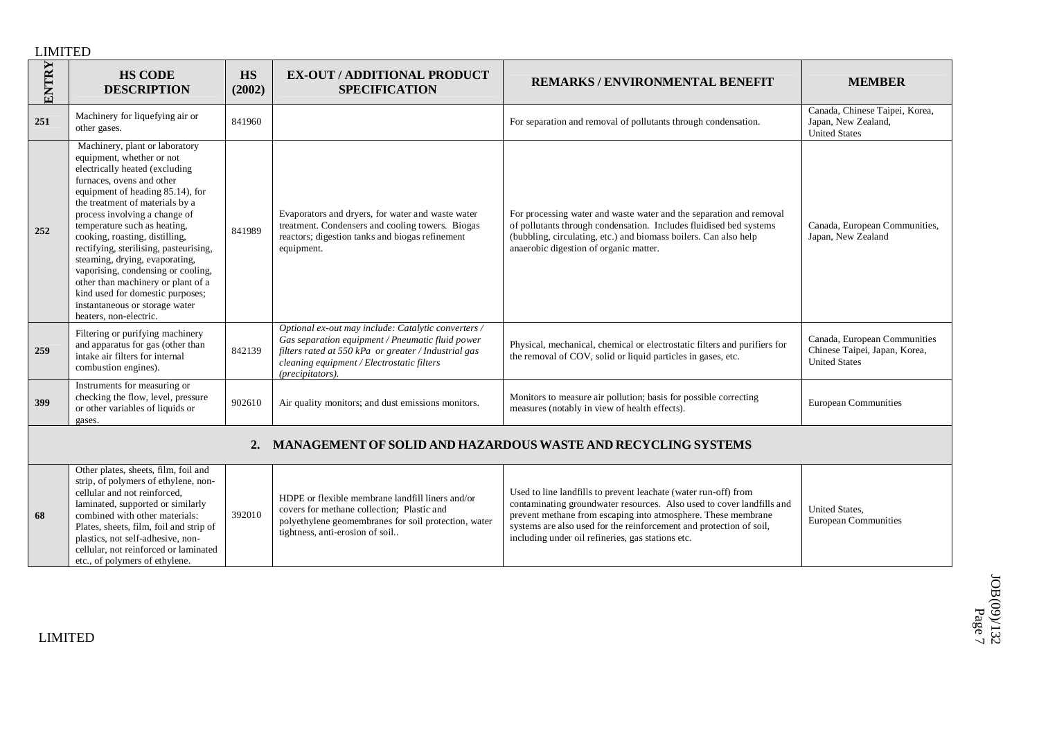| ENTRY | HS CODE DESCRIPTION | HS (2002) | EX-OUT / ADDITIONAL PRODUCT SPECIFICATION | REMARKS / ENVIRONMENTAL BENEFIT | MEMBER |
|---|---|---|---|---|---|
| 251 | Machinery for liquefying air or other gases. | 841960 | | For separation and removal of pollutants through condensation. | Canada, Chinese Taipei, Korea, Japan, New Zealand, United States |
| 252 | Machinery, plant or laboratory equipment, whether or not electrically heated (excluding furnaces, ovens and other equipment of heading 85.14), for the treatment of materials by a process involving a change of temperature such as heating, cooking, roasting, distilling, rectifying, sterilising, pasteurising, steaming, drying, evaporating, vaporising, condensing or cooling, other than machinery or plant of a kind used for domestic purposes; instantaneous or storage water heaters, non-electric. | 841989 | Evaporators and dryers, for water and waste water treatment. Condensers and cooling towers. Biogas reactors; digestion tanks and biogas refinement equipment. | For processing water and waste water and the separation and removal of pollutants through condensation. Includes fluidised bed systems (bubbling, circulating, etc.) and biomass boilers. Can also help anaerobic digestion of organic matter. | Canada, European Communities, Japan, New Zealand |
| 259 | Filtering or purifying machinery and apparatus for gas (other than intake air filters for internal combustion engines). | 842139 | *Optional ex-out may include: Catalytic converters / Gas separation equipment / Pneumatic fluid power filters rated at 550 kPa or greater / Industrial gas cleaning equipment / Electrostatic filters (precipitators).* | Physical, mechanical, chemical or electrostatic filters and purifiers for the removal of COV, solid or liquid particles in gases, etc. | Canada, European Communities Chinese Taipei, Japan, Korea, United States |
| 399 | Instruments for measuring or checking the flow, level, pressure or other variables of liquids or gases. | 902610 | Air quality monitors; and dust emissions monitors. | Monitors to measure air pollution; basis for possible correcting measures (notably in view of health effects). | European Communities |
| | **2. MANAGEMENT OF SOLID AND HAZARDOUS WASTE AND RECYCLING SYSTEMS** | | | | |
| 68 | Other plates, sheets, film, foil and strip, of polymers of ethylene, non-cellular and not reinforced, laminated, supported or similarly combined with other materials: Plates, sheets, film, foil and strip of plastics, not self-adhesive, non-cellular, not reinforced or laminated etc., of polymers of ethylene. | 392010 | HDPE or flexible membrane landfill liners and/or covers for methane collection; Plastic and polyethylene geomembranes for soil protection, water tightness, anti-erosion of soil.. | Used to line landfills to prevent leachate (water run-off) from contaminating groundwater resources. Also used to cover landfills and prevent methane from escaping into atmosphere. These membrane systems are also used for the reinforcement and protection of soil, including under oil refineries, gas stations etc. | United States, European Communities |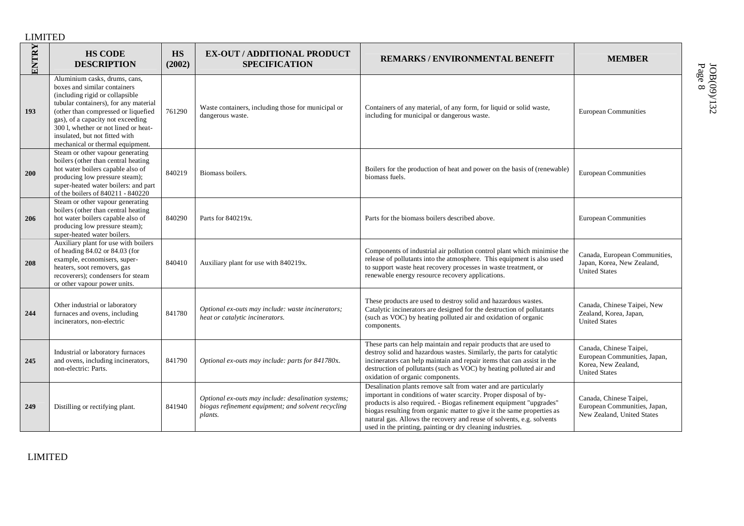LIMITED

| ENTRY | HS CODE DESCRIPTION | HS (2002) | EX-OUT / ADDITIONAL PRODUCT SPECIFICATION | REMARKS / ENVIRONMENTAL BENEFIT | MEMBER |
|---|---|---|---|---|---|
| 193 | Aluminium casks, drums, cans, boxes and similar containers (including rigid or collapsible tubular containers), for any material (other than compressed or liquefied gas), of a capacity not exceeding 300 l, whether or not lined or heat-insulated, but not fitted with mechanical or thermal equipment. | 761290 | Waste containers, including those for municipal or dangerous waste. | Containers of any material, of any form, for liquid or solid waste, including for municipal or dangerous waste. | European Communities |
| 200 | Steam or other vapour generating boilers (other than central heating hot water boilers capable also of producing low pressure steam); super-heated water boilers: and part of the boilers of 840211 - 840220 | 840219 | Biomass boilers. | Boilers for the production of heat and power on the basis of (renewable) biomass fuels. | European Communities |
| 206 | Steam or other vapour generating boilers (other than central heating hot water boilers capable also of producing low pressure steam); super-heated water boilers. | 840290 | Parts for 840219x. | Parts for the biomass boilers described above. | European Communities |
| 208 | Auxiliary plant for use with boilers of heading 84.02 or 84.03 (for example, economisers, super-heaters, soot removers, gas recoverers); condensers for steam or other vapour power units. | 840410 | Auxiliary plant for use with 840219x. | Components of industrial air pollution control plant which minimise the release of pollutants into the atmosphere. This equipment is also used to support waste heat recovery processes in waste treatment, or renewable energy resource recovery applications. | Canada, European Communities, Japan, Korea, New Zealand, United States |
| 244 | Other industrial or laboratory furnaces and ovens, including incinerators, non-electric | 841780 | *Optional ex-outs may include: waste incinerators; heat or catalytic incinerators.* | These products are used to destroy solid and hazardous wastes. Catalytic incinerators are designed for the destruction of pollutants (such as VOC) by heating polluted air and oxidation of organic components. | Canada, Chinese Taipei, New Zealand, Korea, Japan, United States |
| 245 | Industrial or laboratory furnaces and ovens, including incinerators, non-electric: Parts. | 841790 | *Optional ex-outs may include: parts for 841780x.* | These parts can help maintain and repair products that are used to destroy solid and hazardous wastes. Similarly, the parts for catalytic incinerators can help maintain and repair items that can assist in the destruction of pollutants (such as VOC) by heating polluted air and oxidation of organic components. | Canada, Chinese Taipei, European Communities, Japan, Korea, New Zealand, United States |
| 249 | Distilling or rectifying plant. | 841940 | *Optional ex-outs may include: desalination systems; biogas refinement equipment; and solvent recycling plants.* | Desalination plants remove salt from water and are particularly important in conditions of water scarcity. Proper disposal of by-products is also required. - Biogas refinement equipment "upgrades" biogas resulting from organic matter to give it the same properties as natural gas. Allows the recovery and reuse of solvents, e.g. solvents used in the printing, painting or dry cleaning industries. | Canada, Chinese Taipei, European Communities, Japan, New Zealand, United States |

LIMITED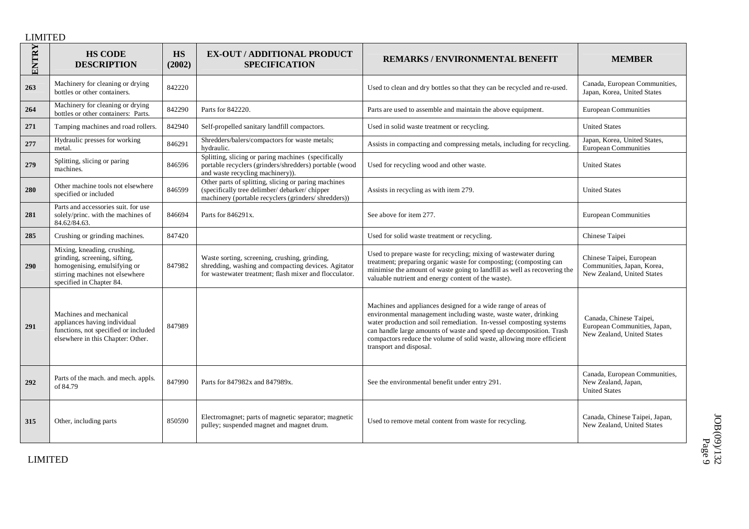| ENTRY | HS CODE DESCRIPTION | HS (2002) | EX-OUT / ADDITIONAL PRODUCT SPECIFICATION | REMARKS / ENVIRONMENTAL BENEFIT | MEMBER |
|---|---|---|---|---|---|
| 263 | Machinery for cleaning or drying bottles or other containers. | 842220 | | Used to clean and dry bottles so that they can be recycled and re-used. | Canada, European Communities, Japan, Korea, United States |
| 264 | Machinery for cleaning or drying bottles or other containers: Parts. | 842290 | Parts for 842220. | Parts are used to assemble and maintain the above equipment. | European Communities |
| 271 | Tamping machines and road rollers. | 842940 | Self-propelled sanitary landfill compactors. | Used in solid waste treatment or recycling. | United States |
| 277 | Hydraulic presses for working metal. | 846291 | Shredders/balers/compactors for waste metals; hydraulic. | Assists in compacting and compressing metals, including for recycling. | Japan, Korea, United States, European Communities |
| 279 | Splitting, slicing or paring machines. | 846596 | Splitting, slicing or paring machines (specifically portable recyclers (grinders/shredders) portable (wood and waste recycling machinery)). | Used for recycling wood and other waste. | United States |
| 280 | Other machine tools not elsewhere specified or included | 846599 | Other parts of splitting, slicing or paring machines (specifically tree delimber/ debarker/ chipper machinery (portable recyclers (grinders/ shredders)) | Assists in recycling as with item 279. | United States |
| 281 | Parts and accessories suit. for use solely/princ. with the machines of 84.62/84.63. | 846694 | Parts for 846291x. | See above for item 277. | European Communities |
| 285 | Crushing or grinding machines. | 847420 | | Used for solid waste treatment or recycling. | Chinese Taipei |
| 290 | Mixing, kneading, crushing, grinding, screening, sifting, homogenising, emulsifying or stirring machines not elsewhere specified in Chapter 84. | 847982 | Waste sorting, screening, crushing, grinding, shredding, washing and compacting devices. Agitator for wastewater treatment; flash mixer and flocculator. | Used to prepare waste for recycling; mixing of wastewater during treatment; preparing organic waste for composting; (composting can minimise the amount of waste going to landfill as well as recovering the valuable nutrient and energy content of the waste). | Chinese Taipei, European Communities, Japan, Korea, New Zealand, United States |
| 291 | Machines and mechanical appliances having individual functions, not specified or included elsewhere in this Chapter: Other. | 847989 | | Machines and appliances designed for a wide range of areas of environmental management including waste, waste water, drinking water production and soil remediation. In-vessel composting systems can handle large amounts of waste and speed up decomposition. Trash compactors reduce the volume of solid waste, allowing more efficient transport and disposal. | Canada, Chinese Taipei, European Communities, Japan, New Zealand, United States |
| 292 | Parts of the mach. and mech. appls. of 84.79 | 847990 | Parts for 847982x and 847989x. | See the environmental benefit under entry 291. | Canada, European Communities, New Zealand, Japan, United States |
| 315 | Other, including parts | 850590 | Electromagnet; parts of magnetic separator; magnetic pulley; suspended magnet and magnet drum. | Used to remove metal content from waste for recycling. | Canada, Chinese Taipei, Japan, New Zealand, United States |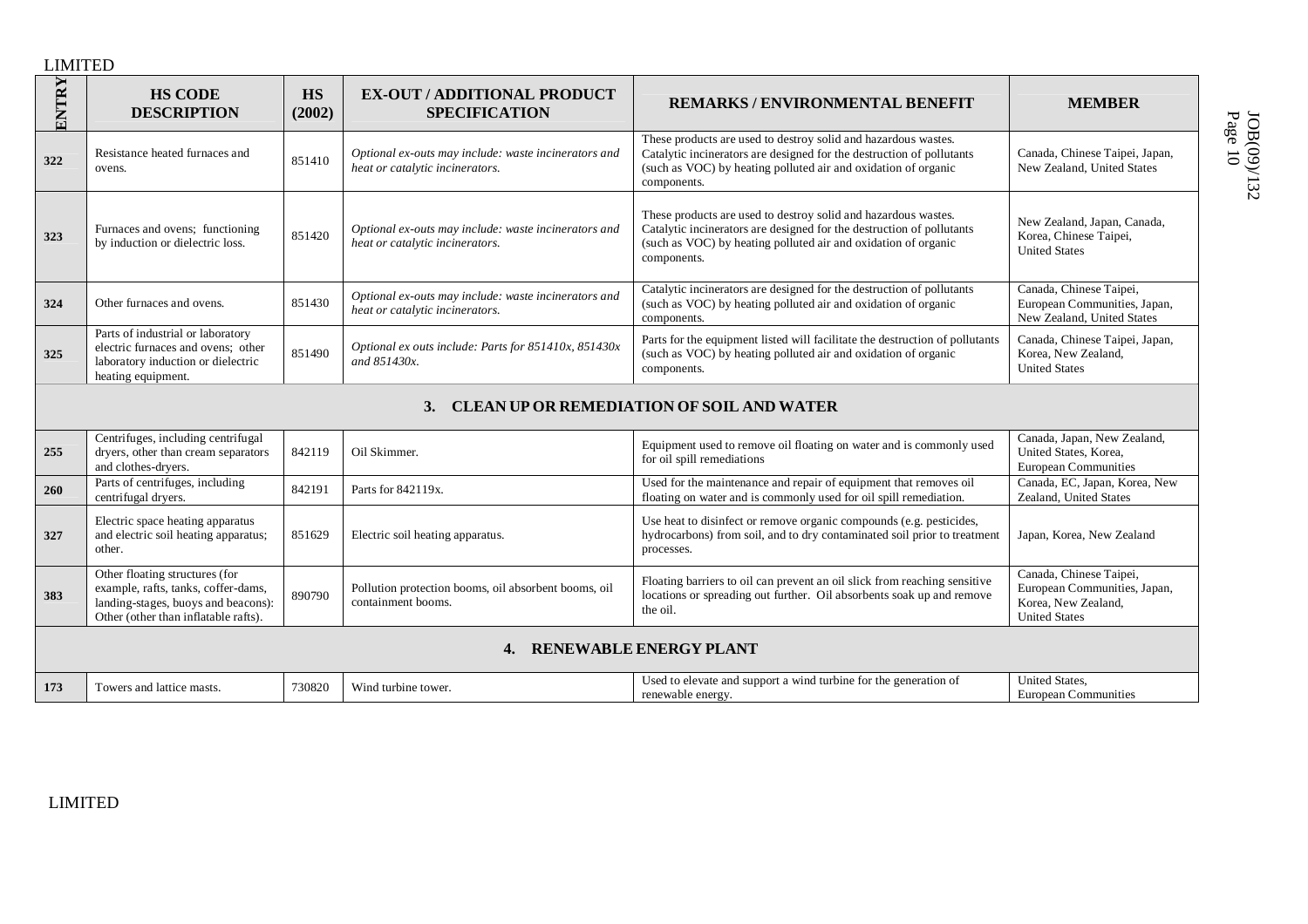| ENTRY | HS CODE DESCRIPTION | HS (2002) | EX-OUT / ADDITIONAL PRODUCT SPECIFICATION | REMARKS / ENVIRONMENTAL BENEFIT | MEMBER |
|---|---|---|---|---|---|
| 322 | Resistance heated furnaces and ovens. | 851410 | *Optional ex-outs may include: waste incinerators and heat or catalytic incinerators.* | These products are used to destroy solid and hazardous wastes. Catalytic incinerators are designed for the destruction of pollutants (such as VOC) by heating polluted air and oxidation of organic components. | Canada, Chinese Taipei, Japan, New Zealand, United States |
| 323 | Furnaces and ovens; functioning by induction or dielectric loss. | 851420 | *Optional ex-outs may include: waste incinerators and heat or catalytic incinerators.* | These products are used to destroy solid and hazardous wastes. Catalytic incinerators are designed for the destruction of pollutants (such as VOC) by heating polluted air and oxidation of organic components. | New Zealand, Japan, Canada, Korea, Chinese Taipei, United States |
| 324 | Other furnaces and ovens. | 851430 | *Optional ex-outs may include: waste incinerators and heat or catalytic incinerators.* | Catalytic incinerators are designed for the destruction of pollutants (such as VOC) by heating polluted air and oxidation of organic components. | Canada, Chinese Taipei, European Communities, Japan, New Zealand, United States |
| 325 | Parts of industrial or laboratory electric furnaces and ovens; other laboratory induction or dielectric heating equipment. | 851490 | *Optional ex outs include: Parts for 851410x, 851430x and 851430x.* | Parts for the equipment listed will facilitate the destruction of pollutants (such as VOC) by heating polluted air and oxidation of organic components. | Canada, Chinese Taipei, Japan, Korea, New Zealand, United States |
| **3. CLEAN UP OR REMEDIATION OF SOIL AND WATER** | | | | | |
| 255 | Centrifuges, including centrifugal dryers, other than cream separators and clothes-dryers. | 842119 | Oil Skimmer. | Equipment used to remove oil floating on water and is commonly used for oil spill remediations | Canada, Japan, New Zealand, United States, Korea, European Communities |
| 260 | Parts of centrifuges, including centrifugal dryers. | 842191 | Parts for 842119x. | Used for the maintenance and repair of equipment that removes oil floating on water and is commonly used for oil spill remediation. | Canada, EC, Japan, Korea, New Zealand, United States |
| 327 | Electric space heating apparatus and electric soil heating apparatus; other. | 851629 | Electric soil heating apparatus. | Use heat to disinfect or remove organic compounds (e.g. pesticides, hydrocarbons) from soil, and to dry contaminated soil prior to treatment processes. | Japan, Korea, New Zealand |
| 383 | Other floating structures (for example, rafts, tanks, coffer-dams, landing-stages, buoys and beacons): Other (other than inflatable rafts). | 890790 | Pollution protection booms, oil absorbent booms, oil containment booms. | Floating barriers to oil can prevent an oil slick from reaching sensitive locations or spreading out further. Oil absorbents soak up and remove the oil. | Canada, Chinese Taipei, European Communities, Japan, Korea, New Zealand, United States |
| **4. RENEWABLE ENERGY PLANT** | | | | | |
| 173 | Towers and lattice masts. | 730820 | Wind turbine tower. | Used to elevate and support a wind turbine for the generation of renewable energy. | United States, European Communities |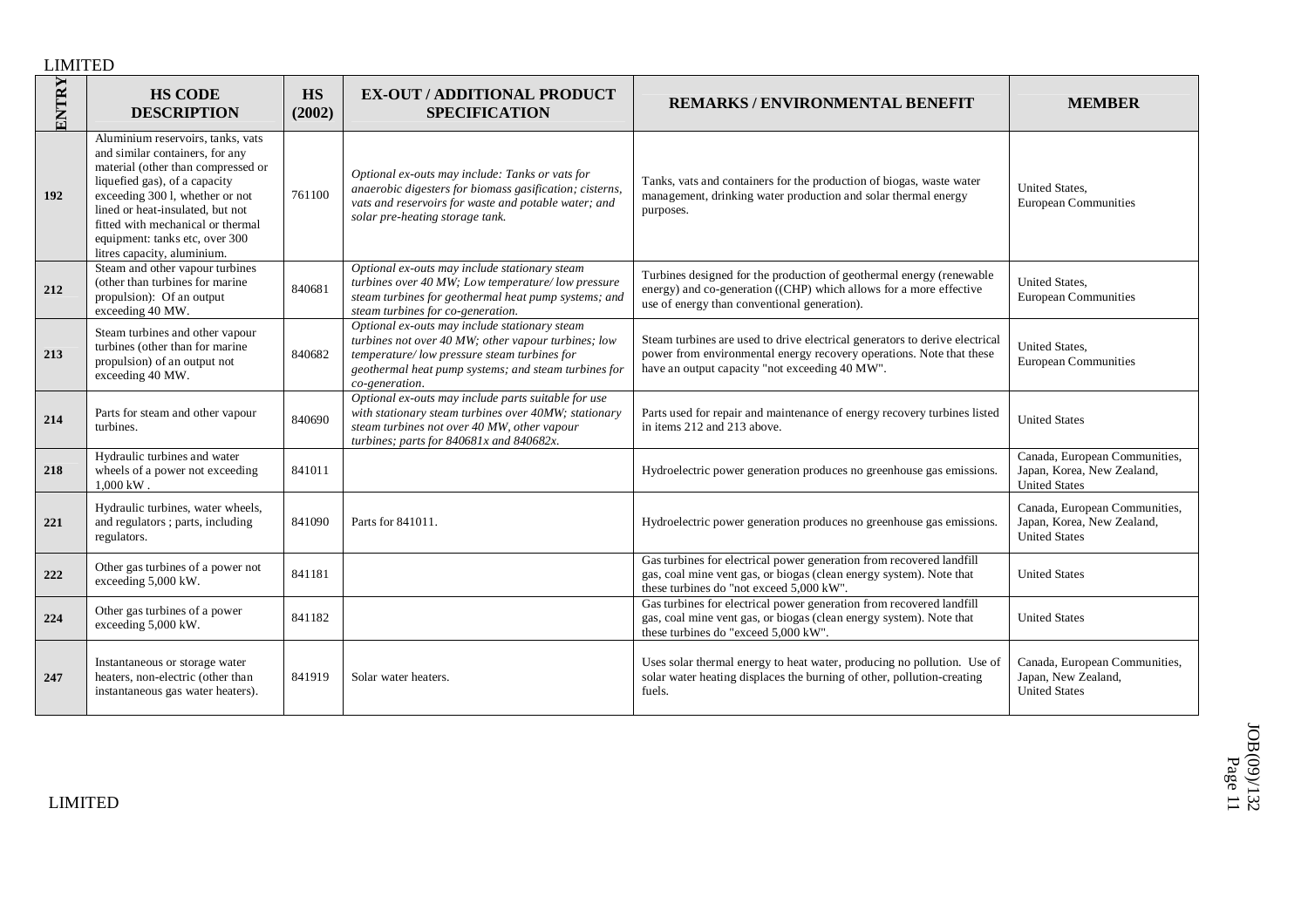LIMITED

| ENTRY | HS CODE DESCRIPTION | HS (2002) | EX-OUT / ADDITIONAL PRODUCT SPECIFICATION | REMARKS / ENVIRONMENTAL BENEFIT | MEMBER |
|---|---|---|---|---|---|
| 192 | Aluminium reservoirs, tanks, vats and similar containers, for any material (other than compressed or liquefied gas), of a capacity exceeding 300 l, whether or not lined or heat-insulated, but not fitted with mechanical or thermal equipment: tanks etc, over 300 litres capacity, aluminium. | 761100 | *Optional ex-outs may include: Tanks or vats for anaerobic digesters for biomass gasification; cisterns, vats and reservoirs for waste and potable water; and solar pre-heating storage tank.* | Tanks, vats and containers for the production of biogas, waste water management, drinking water production and solar thermal energy purposes. | United States, European Communities |
| 212 | Steam and other vapour turbines (other than turbines for marine propulsion): Of an output exceeding 40 MW. | 840681 | *Optional ex-outs may include stationary steam turbines over 40 MW; Low temperature/ low pressure steam turbines for geothermal heat pump systems; and steam turbines for co-generation.* | Turbines designed for the production of geothermal energy (renewable energy) and co-generation ((CHP) which allows for a more effective use of energy than conventional generation). | United States, European Communities |
| 213 | Steam turbines and other vapour turbines (other than for marine propulsion) of an output not exceeding 40 MW. | 840682 | *Optional ex-outs may include stationary steam turbines not over 40 MW; other vapour turbines; low temperature/ low pressure steam turbines for geothermal heat pump systems; and steam turbines for co-generation.* | Steam turbines are used to drive electrical generators to derive electrical power from environmental energy recovery operations. Note that these have an output capacity "not exceeding 40 MW". | United States, European Communities |
| 214 | Parts for steam and other vapour turbines. | 840690 | *Optional ex-outs may include parts suitable for use with stationary steam turbines over 40MW; stationary steam turbines not over 40 MW, other vapour turbines; parts for 840681x and 840682x.* | Parts used for repair and maintenance of energy recovery turbines listed in items 212 and 213 above. | United States |
| 218 | Hydraulic turbines and water wheels of a power not exceeding 1,000 kW . | 841011 | | Hydroelectric power generation produces no greenhouse gas emissions. | Canada, European Communities, Japan, Korea, New Zealand, United States |
| 221 | Hydraulic turbines, water wheels, and regulators ; parts, including regulators. | 841090 | Parts for 841011. | Hydroelectric power generation produces no greenhouse gas emissions. | Canada, European Communities, Japan, Korea, New Zealand, United States |
| 222 | Other gas turbines of a power not exceeding 5,000 kW. | 841181 | | Gas turbines for electrical power generation from recovered landfill gas, coal mine vent gas, or biogas (clean energy system). Note that these turbines do "not exceed 5,000 kW". | United States |
| 224 | Other gas turbines of a power exceeding 5,000 kW. | 841182 | | Gas turbines for electrical power generation from recovered landfill gas, coal mine vent gas, or biogas (clean energy system). Note that these turbines do "exceed 5,000 kW". | United States |
| 247 | Instantaneous or storage water heaters, non-electric (other than instantaneous gas water heaters). | 841919 | Solar water heaters. | Uses solar thermal energy to heat water, producing no pollution. Use of solar water heating displaces the burning of other, pollution-creating fuels. | Canada, European Communities, Japan, New Zealand, United States |

LIMITED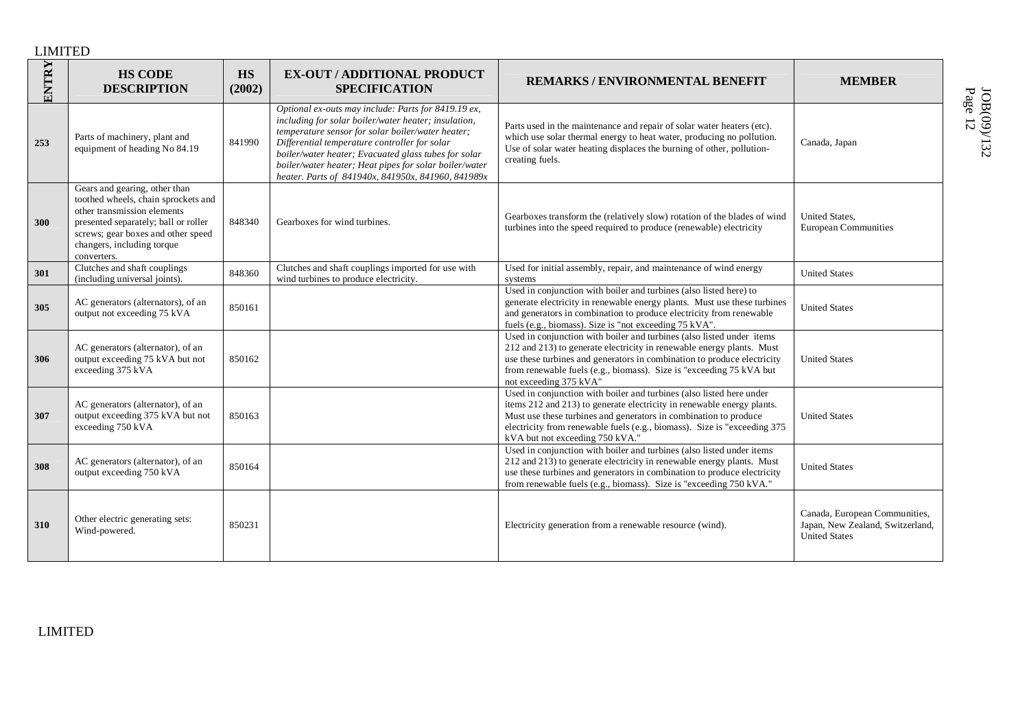| ENTRY | HS CODE DESCRIPTION | HS (2002) | EX-OUT / ADDITIONAL PRODUCT SPECIFICATION | REMARKS / ENVIRONMENTAL BENEFIT | MEMBER |
|---|---|---|---|---|---|
| 253 | Parts of machinery, plant and equipment of heading No 84.19 | 841990 | *Optional ex-outs may include: Parts for 8419.19 ex, including for solar boiler/water heater; insulation, temperature sensor for solar boiler/water heater; Differential temperature controller for solar boiler/water heater; Evacuated glass tubes for solar boiler/water heater; Heat pipes for solar boiler/water heater. Parts of 841940x, 841950x, 841960, 841989x* | Parts used in the maintenance and repair of solar water heaters (etc). which use solar thermal energy to heat water, producing no pollution. Use of solar water heating displaces the burning of other, pollution-creating fuels. | Canada, Japan |
| 300 | Gears and gearing, other than toothed wheels, chain sprockets and other transmission elements presented separately; ball or roller screws; gear boxes and other speed changers, including torque converters. | 848340 | Gearboxes for wind turbines. | Gearboxes transform the (relatively slow) rotation of the blades of wind turbines into the speed required to produce (renewable) electricity | United States, European Communities |
| 301 | Clutches and shaft couplings (including universal joints). | 848360 | Clutches and shaft couplings imported for use with wind turbines to produce electricity. | Used for initial assembly, repair, and maintenance of wind energy systems | United States |
| 305 | AC generators (alternators), of an output not exceeding 75 kVA | 850161 | | Used in conjunction with boiler and turbines (also listed here) to generate electricity in renewable energy plants. Must use these turbines and generators in combination to produce electricity from renewable fuels (e.g., biomass). Size is "not exceeding 75 kVA". | United States |
| 306 | AC generators (alternator), of an output exceeding 75 kVA but not exceeding 375 kVA | 850162 | | Used in conjunction with boiler and turbines (also listed under items 212 and 213) to generate electricity in renewable energy plants. Must use these turbines and generators in combination to produce electricity from renewable fuels (e.g., biomass). Size is "exceeding 75 kVA but not exceeding 375 kVA" | United States |
| 307 | AC generators (alternator), of an output exceeding 375 kVA but not exceeding 750 kVA | 850163 | | Used in conjunction with boiler and turbines (also listed here under items 212 and 213) to generate electricity in renewable energy plants. Must use these turbines and generators in combination to produce electricity from renewable fuels (e.g., biomass). Size is "exceeding 375 kVA but not exceeding 750 kVA." | United States |
| 308 | AC generators (alternator), of an output exceeding 750 kVA | 850164 | | Used in conjunction with boiler and turbines (also listed under items 212 and 213) to generate electricity in renewable energy plants. Must use these turbines and generators in combination to produce electricity from renewable fuels (e.g., biomass). Size is "exceeding 750 kVA." | United States |
| 310 | Other electric generating sets: Wind-powered. | 850231 | | Electricity generation from a renewable resource (wind). | Canada, European Communities, Japan, New Zealand, Switzerland, United States |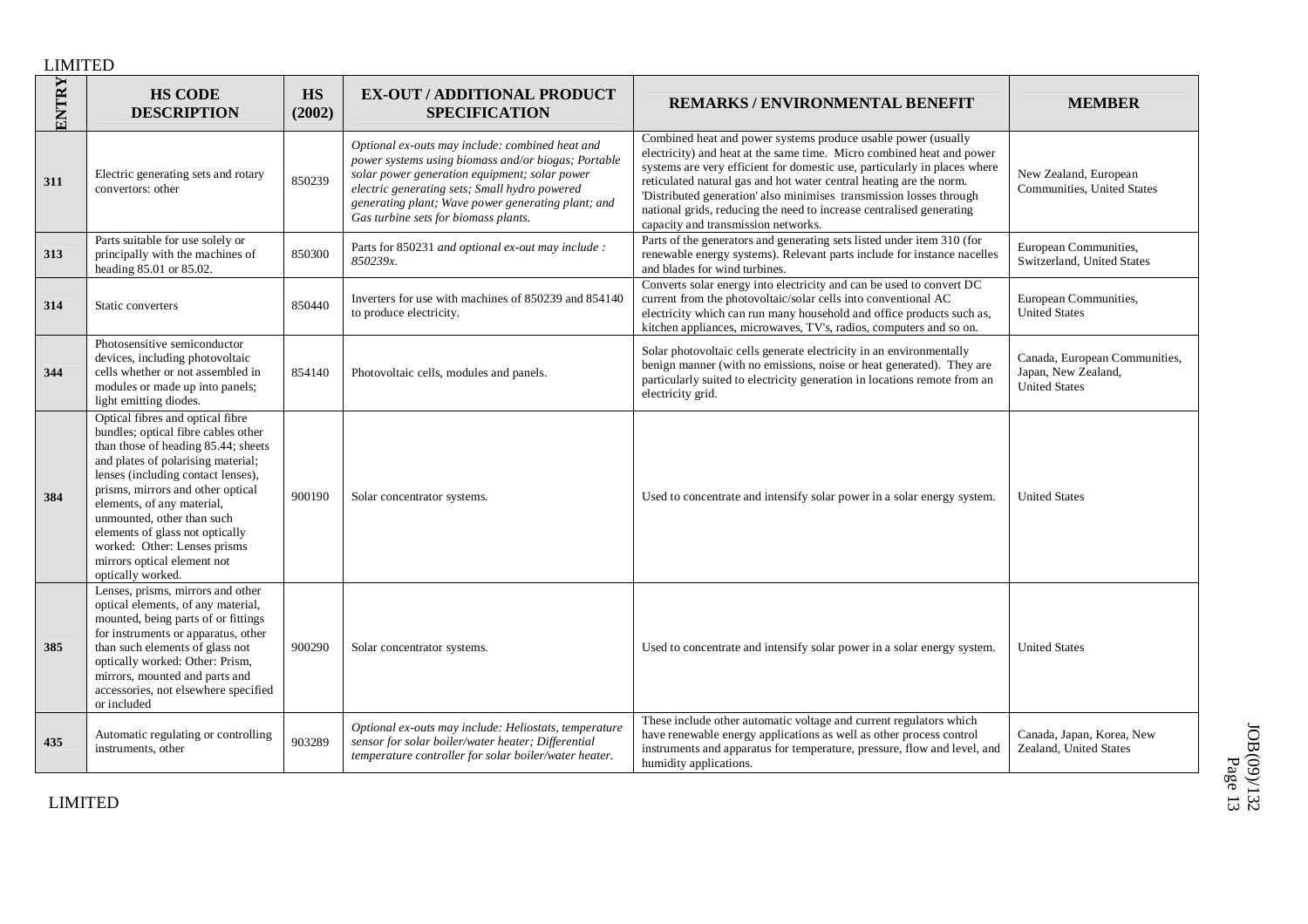LIMITED

| ENTRY | HS CODE DESCRIPTION | HS (2002) | EX-OUT / ADDITIONAL PRODUCT SPECIFICATION | REMARKS / ENVIRONMENTAL BENEFIT | MEMBER |
|---|---|---|---|---|---|
| **311** | Electric generating sets and rotary convertors: other | 850239 | *Optional ex-outs may include: combined heat and power systems using biomass and/or biogas; Portable solar power generation equipment; solar power electric generating sets; Small hydro powered generating plant; Wave power generating plant; and Gas turbine sets for biomass plants.* | Combined heat and power systems produce usable power (usually electricity) and heat at the same time. Micro combined heat and power systems are very efficient for domestic use, particularly in places where reticulated natural gas and hot water central heating are the norm. 'Distributed generation' also minimises transmission losses through national grids, reducing the need to increase centralised generating capacity and transmission networks. | New Zealand, European Communities, United States |
| **313** | Parts suitable for use solely or principally with the machines of heading 85.01 or 85.02. | 850300 | Parts for 850231 *and optional ex-out may include : 850239x.* | Parts of the generators and generating sets listed under item 310 (for renewable energy systems). Relevant parts include for instance nacelles and blades for wind turbines. | European Communities, Switzerland, United States |
| **314** | Static converters | 850440 | Inverters for use with machines of 850239 and 854140 to produce electricity. | Converts solar energy into electricity and can be used to convert DC current from the photovoltaic/solar cells into conventional AC electricity which can run many household and office products such as, kitchen appliances, microwaves, TV's, radios, computers and so on. | European Communities, United States |
| **344** | Photosensitive semiconductor devices, including photovoltaic cells whether or not assembled in modules or made up into panels; light emitting diodes. | 854140 | Photovoltaic cells, modules and panels. | Solar photovoltaic cells generate electricity in an environmentally benign manner (with no emissions, noise or heat generated). They are particularly suited to electricity generation in locations remote from an electricity grid. | Canada, European Communities, Japan, New Zealand, United States |
| **384** | Optical fibres and optical fibre bundles; optical fibre cables other than those of heading 85.44; sheets and plates of polarising material; lenses (including contact lenses), prisms, mirrors and other optical elements, of any material, unmounted, other than such elements of glass not optically worked: Other: Lenses prisms mirrors optical element not optically worked. | 900190 | Solar concentrator systems. | Used to concentrate and intensify solar power in a solar energy system. | United States |
| **385** | Lenses, prisms, mirrors and other optical elements, of any material, mounted, being parts of or fittings for instruments or apparatus, other than such elements of glass not optically worked: Other: Prism, mirrors, mounted and parts and accessories, not elsewhere specified or included | 900290 | Solar concentrator systems. | Used to concentrate and intensify solar power in a solar energy system. | United States |
| **435** | Automatic regulating or controlling instruments, other | 903289 | *Optional ex-outs may include: Heliostats, temperature sensor for solar boiler/water heater; Differential temperature controller for solar boiler/water heater.* | These include other automatic voltage and current regulators which have renewable energy applications as well as other process control instruments and apparatus for temperature, pressure, flow and level, and humidity applications. | Canada, Japan, Korea, New Zealand, United States |

LIMITED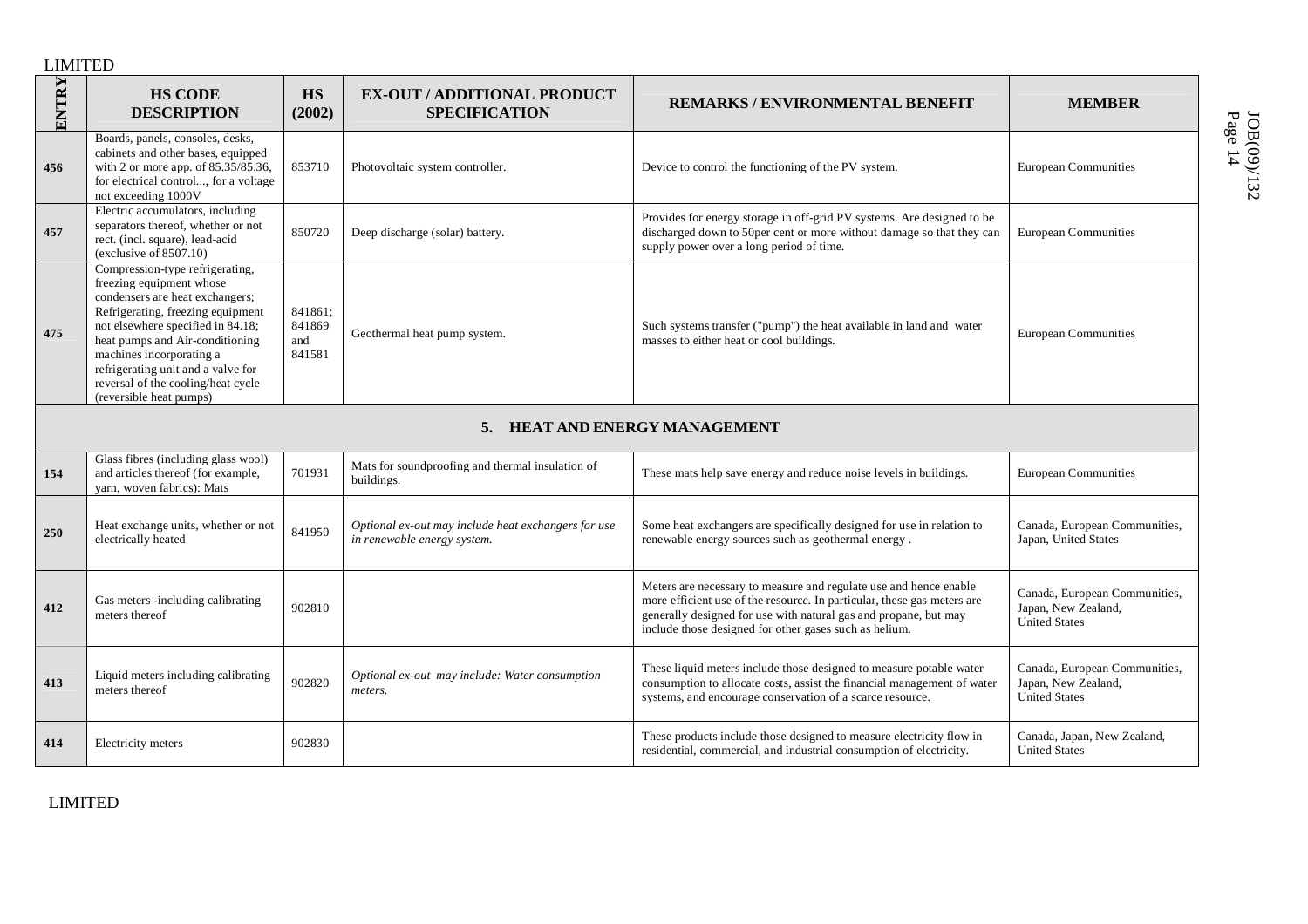LIMITED

| ENTRY | HS CODE DESCRIPTION | HS (2002) | EX-OUT / ADDITIONAL PRODUCT SPECIFICATION | REMARKS / ENVIRONMENTAL BENEFIT | MEMBER |
|---|---|---|---|---|---|
| 456 | Boards, panels, consoles, desks, cabinets and other bases, equipped with 2 or more app. of 85.35/85.36, for electrical control..., for a voltage not exceeding 1000V | 853710 | Photovoltaic system controller. | Device to control the functioning of the PV system. | European Communities |
| 457 | Electric accumulators, including separators thereof, whether or not rect. (incl. square), lead-acid (exclusive of 8507.10) | 850720 | Deep discharge (solar) battery. | Provides for energy storage in off-grid PV systems. Are designed to be discharged down to 50per cent or more without damage so that they can supply power over a long period of time. | European Communities |
| 475 | Compression-type refrigerating, freezing equipment whose condensers are heat exchangers; Refrigerating, freezing equipment not elsewhere specified in 84.18; heat pumps and Air-conditioning machines incorporating a refrigerating unit and a valve for reversal of the cooling/heat cycle (reversible heat pumps) | 841861; 841869 and 841581 | Geothermal heat pump system. | Such systems transfer ("pump") the heat available in land and water masses to either heat or cool buildings. | European Communities |
| **5. HEAT AND ENERGY MANAGEMENT** | | | | | |
| 154 | Glass fibres (including glass wool) and articles thereof (for example, yarn, woven fabrics): Mats | 701931 | Mats for soundproofing and thermal insulation of buildings. | These mats help save energy and reduce noise levels in buildings. | European Communities |
| 250 | Heat exchange units, whether or not electrically heated | 841950 | *Optional ex-out may include heat exchangers for use in renewable energy system.* | Some heat exchangers are specifically designed for use in relation to renewable energy sources such as geothermal energy . | Canada, European Communities, Japan, United States |
| 412 | Gas meters -including calibrating meters thereof | 902810 | | Meters are necessary to measure and regulate use and hence enable more efficient use of the resource. In particular, these gas meters are generally designed for use with natural gas and propane, but may include those designed for other gases such as helium. | Canada, European Communities, Japan, New Zealand, United States |
| 413 | Liquid meters including calibrating meters thereof | 902820 | *Optional ex-out may include: Water consumption meters.* | These liquid meters include those designed to measure potable water consumption to allocate costs, assist the financial management of water systems, and encourage conservation of a scarce resource. | Canada, European Communities, Japan, New Zealand, United States |
| 414 | Electricity meters | 902830 | | These products include those designed to measure electricity flow in residential, commercial, and industrial consumption of electricity. | Canada, Japan, New Zealand, United States |

LIMITED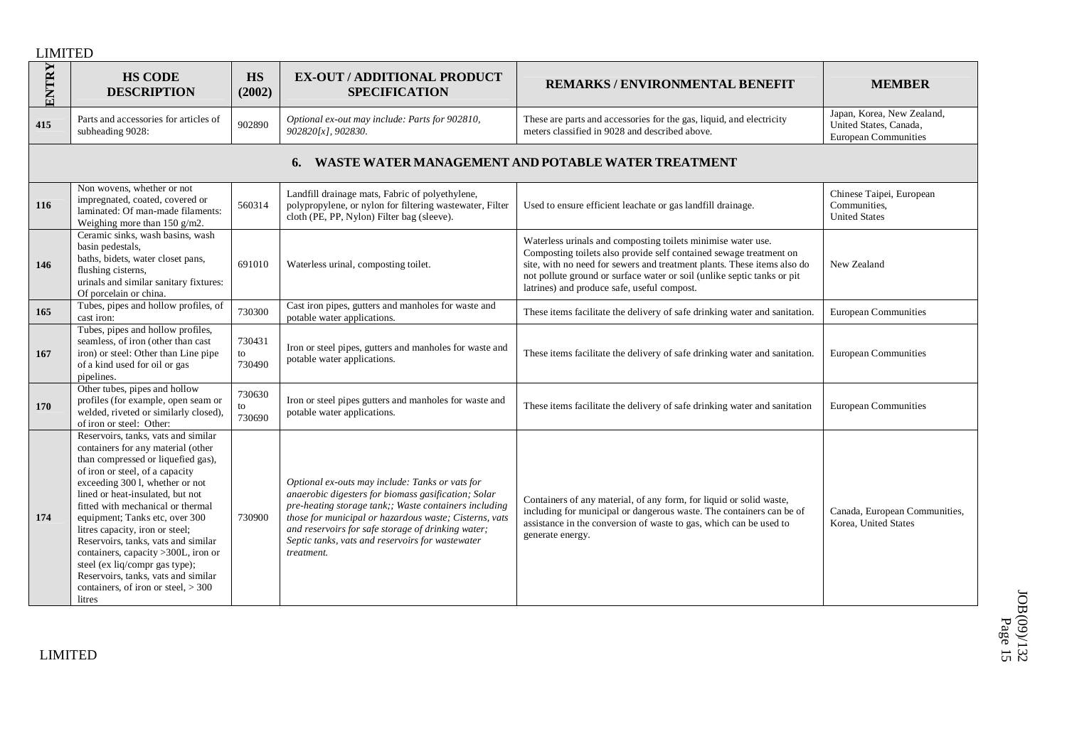| ENTRY | HS CODE DESCRIPTION | HS (2002) | EX-OUT / ADDITIONAL PRODUCT SPECIFICATION | REMARKS / ENVIRONMENTAL BENEFIT | MEMBER |
|---|---|---|---|---|---|
| 415 | Parts and accessories for articles of subheading 9028: | 902890 | *Optional ex-out may include: Parts for 902810, 902820[x], 902830.* | These are parts and accessories for the gas, liquid, and electricity meters classified in 9028 and described above. | Japan, Korea, New Zealand, United States, Canada, European Communities |
| **6. WASTE WATER MANAGEMENT AND POTABLE WATER TREATMENT** | | | | | |
| 116 | Non wovens, whether or not impregnated, coated, covered or laminated: Of man-made filaments: Weighing more than 150 g/m2. | 560314 | Landfill drainage mats, Fabric of polyethylene, polypropylene, or nylon for filtering wastewater, Filter cloth (PE, PP, Nylon) Filter bag (sleeve). | Used to ensure efficient leachate or gas landfill drainage. | Chinese Taipei, European Communities, United States |
| 146 | Ceramic sinks, wash basins, wash basin pedestals, baths, bidets, water closet pans, flushing cisterns, urinals and similar sanitary fixtures: Of porcelain or china. | 691010 | Waterless urinal, composting toilet. | Waterless urinals and composting toilets minimise water use. Composting toilets also provide self contained sewage treatment on site, with no need for sewers and treatment plants. These items also do not pollute ground or surface water or soil (unlike septic tanks or pit latrines) and produce safe, useful compost. | New Zealand |
| 165 | Tubes, pipes and hollow profiles, of cast iron: | 730300 | Cast iron pipes, gutters and manholes for waste and potable water applications. | These items facilitate the delivery of safe drinking water and sanitation. | European Communities |
| 167 | Tubes, pipes and hollow profiles, seamless, of iron (other than cast iron) or steel: Other than Line pipe of a kind used for oil or gas pipelines. | 730431 to 730490 | Iron or steel pipes, gutters and manholes for waste and potable water applications. | These items facilitate the delivery of safe drinking water and sanitation. | European Communities |
| 170 | Other tubes, pipes and hollow profiles (for example, open seam or welded, riveted or similarly closed), of iron or steel: Other: | 730630 to 730690 | Iron or steel pipes gutters and manholes for waste and potable water applications. | These items facilitate the delivery of safe drinking water and sanitation | European Communities |
| 174 | Reservoirs, tanks, vats and similar containers for any material (other than compressed or liquefied gas), of iron or steel, of a capacity exceeding 300 l, whether or not lined or heat-insulated, but not fitted with mechanical or thermal equipment; Tanks etc, over 300 litres capacity, iron or steel; Reservoirs, tanks, vats and similar containers, capacity >300L, iron or steel (ex liq/compr gas type); Reservoirs, tanks, vats and similar containers, of iron or steel, > 300 litres | 730900 | *Optional ex-outs may include: Tanks or vats for anaerobic digesters for biomass gasification; Solar pre-heating storage tank;; Waste containers including those for municipal or hazardous waste; Cisterns, vats and reservoirs for safe storage of drinking water; Septic tanks, vats and reservoirs for wastewater treatment.* | Containers of any material, of any form, for liquid or solid waste, including for municipal or dangerous waste. The containers can be of assistance in the conversion of waste to gas, which can be used to generate energy. | Canada, European Communities, Korea, United States |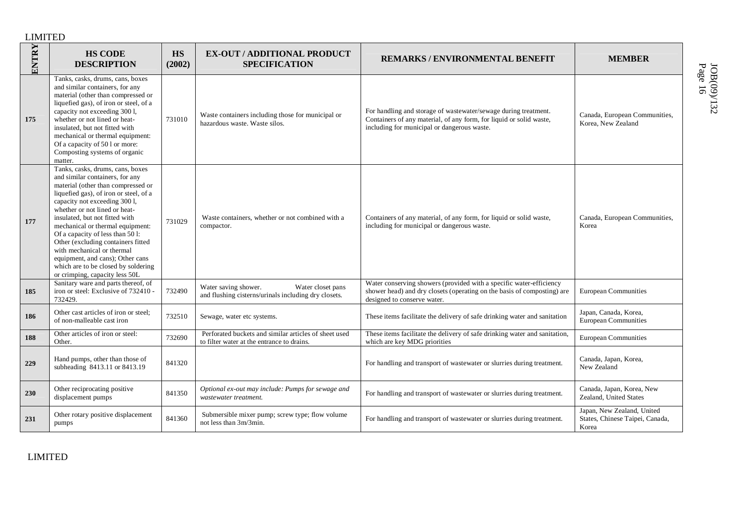| ENTRY | HS CODE DESCRIPTION | HS (2002) | EX-OUT / ADDITIONAL PRODUCT SPECIFICATION | REMARKS / ENVIRONMENTAL BENEFIT | MEMBER |
|---|---|---|---|---|---|
| 175 | Tanks, casks, drums, cans, boxes and similar containers, for any material (other than compressed or liquefied gas), of iron or steel, of a capacity not exceeding 300 l, whether or not lined or heat-insulated, but not fitted with mechanical or thermal equipment: Of a capacity of 50 l or more: Composting systems of organic matter. | 731010 | Waste containers including those for municipal or hazardous waste. Waste silos. | For handling and storage of wastewater/sewage during treatment. Containers of any material, of any form, for liquid or solid waste, including for municipal or dangerous waste. | Canada, European Communities, Korea, New Zealand |
| 177 | Tanks, casks, drums, cans, boxes and similar containers, for any material (other than compressed or liquefied gas), of iron or steel, of a capacity not exceeding 300 l, whether or not lined or heat-insulated, but not fitted with mechanical or thermal equipment: Of a capacity of less than 50 l: Other (excluding containers fitted with mechanical or thermal equipment, and cans); Other cans which are to be closed by soldering or crimping, capacity less 50L | 731029 | Waste containers, whether or not combined with a compactor. | Containers of any material, of any form, for liquid or solid waste, including for municipal or dangerous waste. | Canada, European Communities, Korea |
| 185 | Sanitary ware and parts thereof, of iron or steel: Exclusive of 732410 - 732429. | 732490 | Water saving shower. Water closet pans and flushing cisterns/urinals including dry closets. | Water conserving showers (provided with a specific water-efficiency shower head) and dry closets (operating on the basis of composting) are designed to conserve water. | European Communities |
| 186 | Other cast articles of iron or steel; of non-malleable cast iron | 732510 | Sewage, water etc systems. | These items facilitate the delivery of safe drinking water and sanitation | Japan, Canada, Korea, European Communities |
| 188 | Other articles of iron or steel: Other. | 732690 | Perforated buckets and similar articles of sheet used to filter water at the entrance to drains. | These items facilitate the delivery of safe drinking water and sanitation, which are key MDG priorities | European Communities |
| 229 | Hand pumps, other than those of subheading 8413.11 or 8413.19 | 841320 | | For handling and transport of wastewater or slurries during treatment. | Canada, Japan, Korea, New Zealand |
| 230 | Other reciprocating positive displacement pumps | 841350 | *Optional ex-out may include: Pumps for sewage and wastewater treatment.* | For handling and transport of wastewater or slurries during treatment. | Canada, Japan, Korea, New Zealand, United States |
| 231 | Other rotary positive displacement pumps | 841360 | Submersible mixer pump; screw type; flow volume not less than 3m/3min. | For handling and transport of wastewater or slurries during treatment. | Japan, New Zealand, United States, Chinese Taipei, Canada, Korea |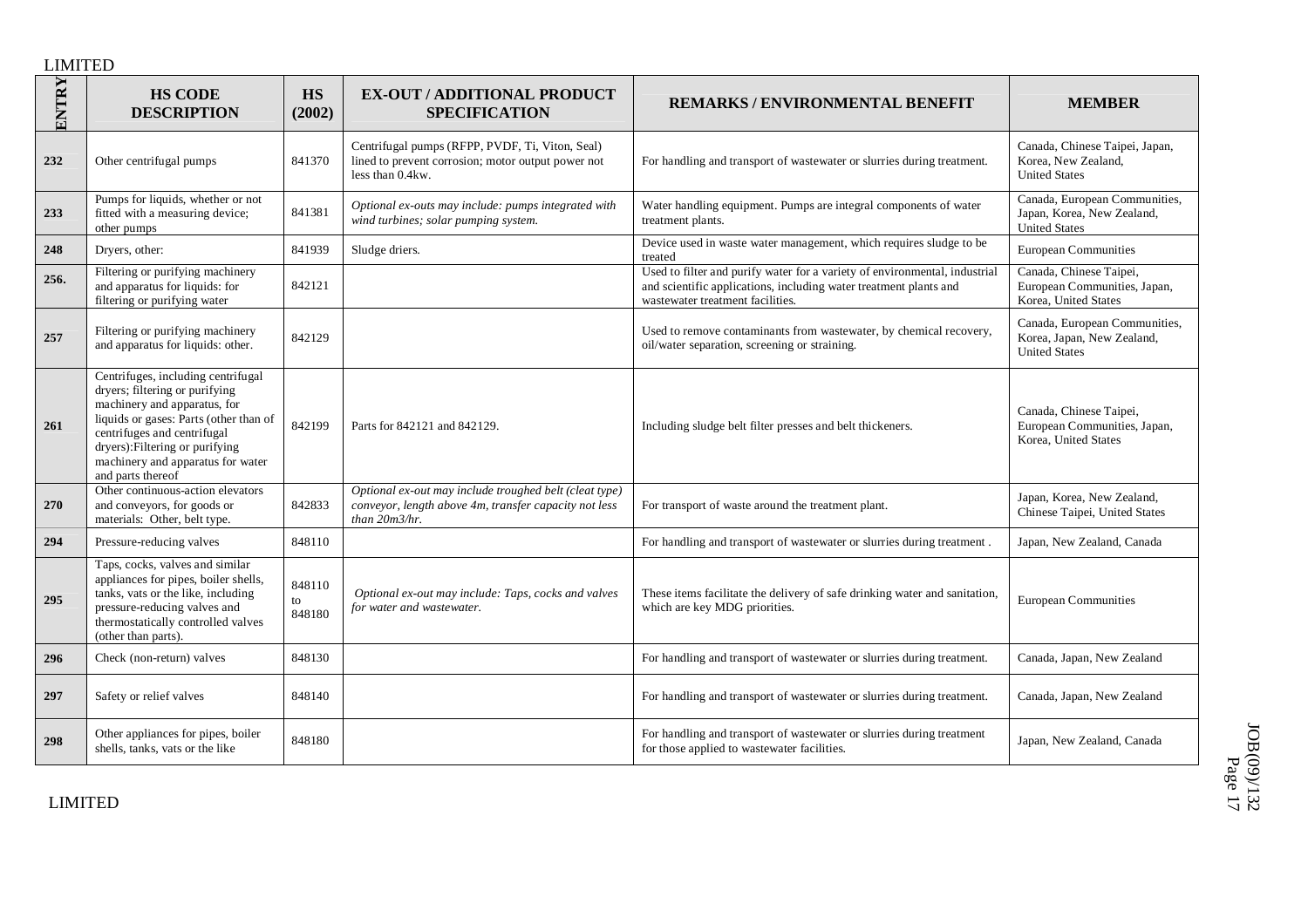| ENTRY | HS CODE DESCRIPTION | HS (2002) | EX-OUT / ADDITIONAL PRODUCT SPECIFICATION | REMARKS / ENVIRONMENTAL BENEFIT | MEMBER |
|---|---|---|---|---|---|
| **232** | Other centrifugal pumps | 841370 | Centrifugal pumps (RFPP, PVDF, Ti, Viton, Seal) lined to prevent corrosion; motor output power not less than 0.4kw. | For handling and transport of wastewater or slurries during treatment. | Canada, Chinese Taipei, Japan, Korea, New Zealand, United States |
| **233** | Pumps for liquids, whether or not fitted with a measuring device; other pumps | 841381 | *Optional ex-outs may include: pumps integrated with wind turbines; solar pumping system.* | Water handling equipment. Pumps are integral components of water treatment plants. | Canada, European Communities, Japan, Korea, New Zealand, United States |
| **248** | Dryers, other: | 841939 | Sludge driers. | Device used in waste water management, which requires sludge to be treated | European Communities |
| **256.** | Filtering or purifying machinery and apparatus for liquids: for filtering or purifying water | 842121 | | Used to filter and purify water for a variety of environmental, industrial and scientific applications, including water treatment plants and wastewater treatment facilities. | Canada, Chinese Taipei, European Communities, Japan, Korea, United States |
| **257** | Filtering or purifying machinery and apparatus for liquids: other. | 842129 | | Used to remove contaminants from wastewater, by chemical recovery, oil/water separation, screening or straining. | Canada, European Communities, Korea, Japan, New Zealand, United States |
| **261** | Centrifuges, including centrifugal dryers; filtering or purifying machinery and apparatus, for liquids or gases: Parts (other than of centrifuges and centrifugal dryers):Filtering or purifying machinery and apparatus for water and parts thereof | 842199 | Parts for 842121 and 842129. | Including sludge belt filter presses and belt thickeners. | Canada, Chinese Taipei, European Communities, Japan, Korea, United States |
| **270** | Other continuous-action elevators and conveyors, for goods or materials: Other, belt type. | 842833 | *Optional ex-out may include troughed belt (cleat type) conveyor, length above 4m, transfer capacity not less than 20m3/hr.* | For transport of waste around the treatment plant. | Japan, Korea, New Zealand, Chinese Taipei, United States |
| **294** | Pressure-reducing valves | 848110 | | For handling and transport of wastewater or slurries during treatment . | Japan, New Zealand, Canada |
| **295** | Taps, cocks, valves and similar appliances for pipes, boiler shells, tanks, vats or the like, including pressure-reducing valves and thermostatically controlled valves (other than parts). | 848110 to 848180 | *Optional ex-out may include: Taps, cocks and valves for water and wastewater.* | These items facilitate the delivery of safe drinking water and sanitation, which are key MDG priorities. | European Communities |
| **296** | Check (non-return) valves | 848130 | | For handling and transport of wastewater or slurries during treatment. | Canada, Japan, New Zealand |
| **297** | Safety or relief valves | 848140 | | For handling and transport of wastewater or slurries during treatment. | Canada, Japan, New Zealand |
| **298** | Other appliances for pipes, boiler shells, tanks, vats or the like | 848180 | | For handling and transport of wastewater or slurries during treatment for those applied to wastewater facilities. | Japan, New Zealand, Canada |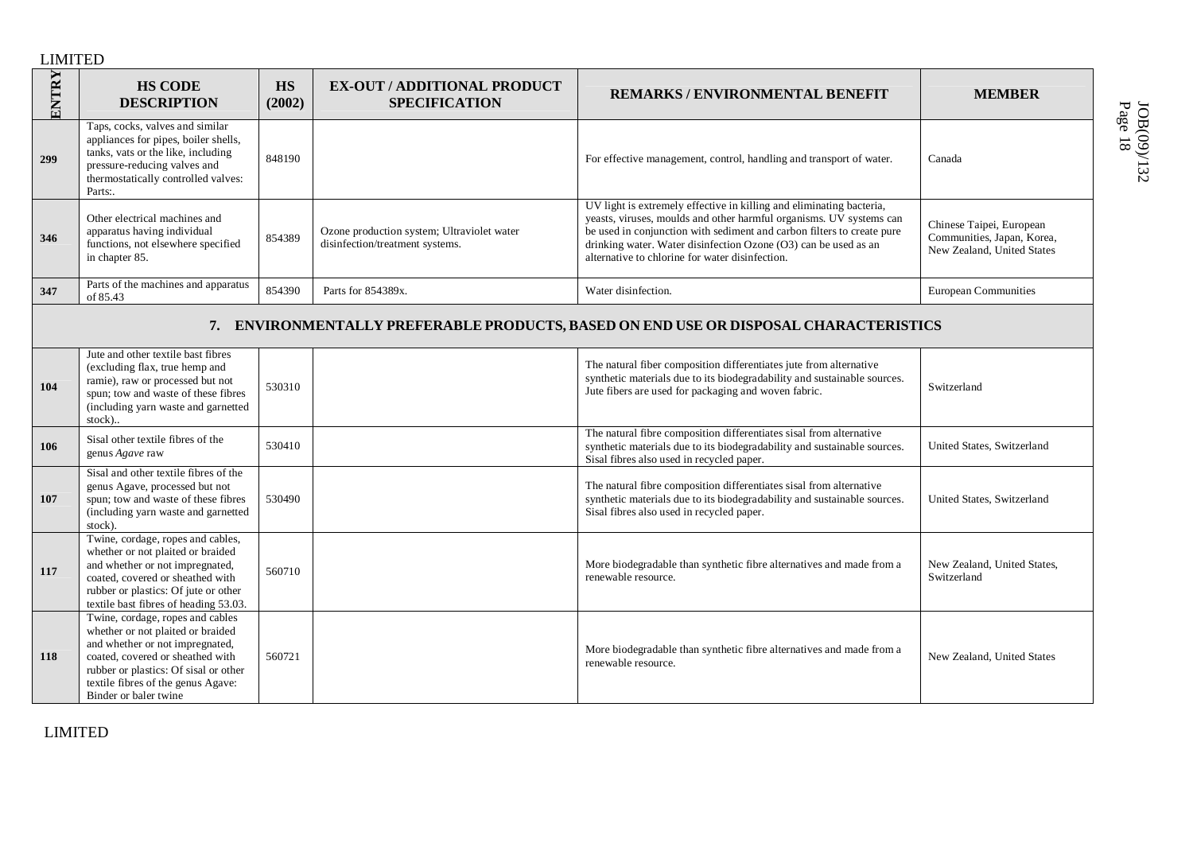| ENTRY | HS CODE DESCRIPTION | HS (2002) | EX-OUT / ADDITIONAL PRODUCT SPECIFICATION | REMARKS / ENVIRONMENTAL BENEFIT | MEMBER |
|---|---|---|---|---|---|
| 299 | Taps, cocks, valves and similar appliances for pipes, boiler shells, tanks, vats or the like, including pressure-reducing valves and thermostatically controlled valves: Parts:. | 848190 | | For effective management, control, handling and transport of water. | Canada |
| 346 | Other electrical machines and apparatus having individual functions, not elsewhere specified in chapter 85. | 854389 | Ozone production system; Ultraviolet water disinfection/treatment systems. | UV light is extremely effective in killing and eliminating bacteria, yeasts, viruses, moulds and other harmful organisms. UV systems can be used in conjunction with sediment and carbon filters to create pure drinking water. Water disinfection Ozone ($O_3$) can be used as an alternative to chlorine for water disinfection. | Chinese Taipei, European Communities, Japan, Korea, New Zealand, United States |
| 347 | Parts of the machines and apparatus of 85.43 | 854390 | Parts for 854389x. | Water disinfection. | European Communities |
| **7. ENVIRONMENTALLY PREFERABLE PRODUCTS, BASED ON END USE OR DISPOSAL CHARACTERISTICS** | | | | | |
| 104 | Jute and other textile bast fibres (excluding flax, true hemp and ramie), raw or processed but not spun; tow and waste of these fibres (including yarn waste and garnetted stock).. | 530310 | | The natural fiber composition differentiates jute from alternative synthetic materials due to its biodegradability and sustainable sources. Jute fibers are used for packaging and woven fabric. | Switzerland |
| 106 | Sisal other textile fibres of the genus *Agave* raw | 530410 | | The natural fibre composition differentiates sisal from alternative synthetic materials due to its biodegradability and sustainable sources. Sisal fibres also used in recycled paper. | United States, Switzerland |
| 107 | Sisal and other textile fibres of the genus Agave, processed but not spun; tow and waste of these fibres (including yarn waste and garnetted stock). | 530490 | | The natural fibre composition differentiates sisal from alternative synthetic materials due to its biodegradability and sustainable sources. Sisal fibres also used in recycled paper. | United States, Switzerland |
| 117 | Twine, cordage, ropes and cables, whether or not plaited or braided and whether or not impregnated, coated, covered or sheathed with rubber or plastics: Of jute or other textile bast fibres of heading 53.03. | 560710 | | More biodegradable than synthetic fibre alternatives and made from a renewable resource. | New Zealand, United States, Switzerland |
| 118 | Twine, cordage, ropes and cables whether or not plaited or braided and whether or not impregnated, coated, covered or sheathed with rubber or plastics: Of sisal or other textile fibres of the genus Agave: Binder or baler twine | 560721 | | More biodegradable than synthetic fibre alternatives and made from a renewable resource. | New Zealand, United States |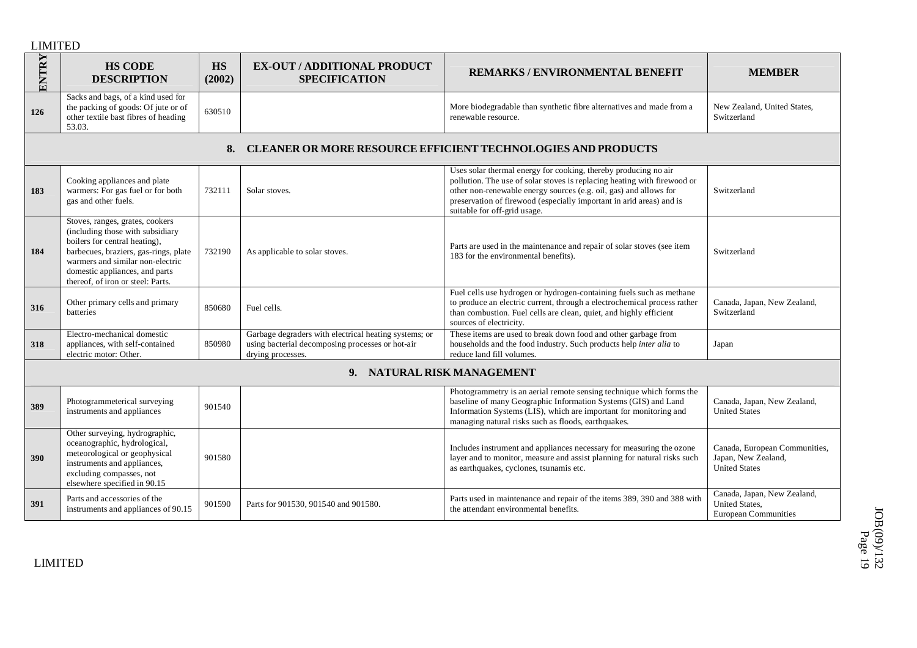| ENTRY | HS CODE DESCRIPTION | HS (2002) | EX-OUT / ADDITIONAL PRODUCT SPECIFICATION | REMARKS / ENVIRONMENTAL BENEFIT | MEMBER |
|---|---|---|---|---|---|
| 126 | Sacks and bags, of a kind used for the packing of goods: Of jute or of other textile bast fibres of heading 53.03. | 630510 | | More biodegradable than synthetic fibre alternatives and made from a renewable resource. | New Zealand, United States, Switzerland |
| | | | **8. CLEANER OR MORE RESOURCE EFFICIENT TECHNOLOGIES AND PRODUCTS** | | |
| 183 | Cooking appliances and plate warmers: For gas fuel or for both gas and other fuels. | 732111 | Solar stoves. | Uses solar thermal energy for cooking, thereby producing no air pollution. The use of solar stoves is replacing heating with firewood or other non-renewable energy sources (e.g. oil, gas) and allows for preservation of firewood (especially important in arid areas) and is suitable for off-grid usage. | Switzerland |
| 184 | Stoves, ranges, grates, cookers (including those with subsidiary boilers for central heating), barbecues, braziers, gas-rings, plate warmers and similar non-electric domestic appliances, and parts thereof, of iron or steel: Parts. | 732190 | As applicable to solar stoves. | Parts are used in the maintenance and repair of solar stoves (see item 183 for the environmental benefits). | Switzerland |
| 316 | Other primary cells and primary batteries | 850680 | Fuel cells. | Fuel cells use hydrogen or hydrogen-containing fuels such as methane to produce an electric current, through a electrochemical process rather than combustion. Fuel cells are clean, quiet, and highly efficient sources of electricity. | Canada, Japan, New Zealand, Switzerland |
| 318 | Electro-mechanical domestic appliances, with self-contained electric motor: Other. | 850980 | Garbage degraders with electrical heating systems; or using bacterial decomposing processes or hot-air drying processes. | These items are used to break down food and other garbage from households and the food industry. Such products help *inter alia* to reduce land fill volumes. | Japan |
| | | | **9. NATURAL RISK MANAGEMENT** | | |
| 389 | Photogrammeterical surveying instruments and appliances | 901540 | | Photogrammetry is an aerial remote sensing technique which forms the baseline of many Geographic Information Systems (GIS) and Land Information Systems (LIS), which are important for monitoring and managing natural risks such as floods, earthquakes. | Canada, Japan, New Zealand, United States |
| 390 | Other surveying, hydrographic, oceanographic, hydrological, meteorological or geophysical instruments and appliances, excluding compasses, not elsewhere specified in 90.15 | 901580 | | Includes instrument and appliances necessary for measuring the ozone layer and to monitor, measure and assist planning for natural risks such as earthquakes, cyclones, tsunamis etc. | Canada, European Communities, Japan, New Zealand, United States |
| 391 | Parts and accessories of the instruments and appliances of 90.15 | 901590 | Parts for 901530, 901540 and 901580. | Parts used in maintenance and repair of the items 389, 390 and 388 with the attendant environmental benefits. | Canada, Japan, New Zealand, United States, European Communities |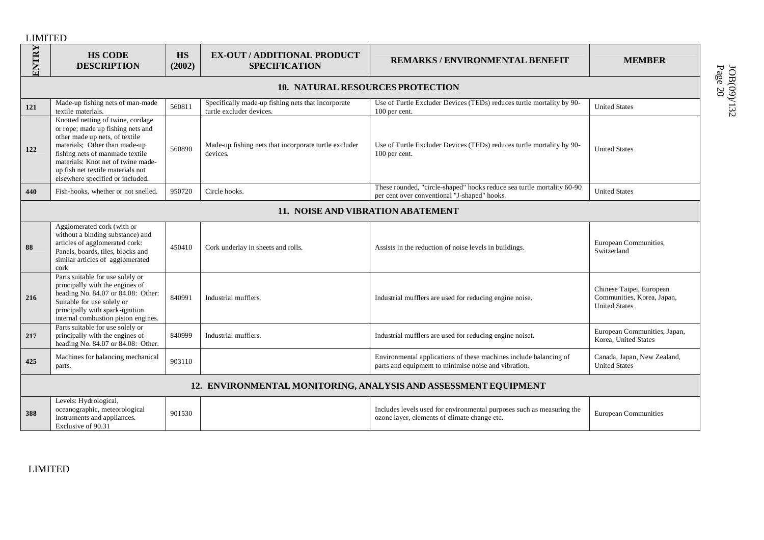LIMITED

| ENTRY | HS CODE DESCRIPTION | HS (2002) | EX-OUT / ADDITIONAL PRODUCT SPECIFICATION | REMARKS / ENVIRONMENTAL BENEFIT | MEMBER |
|---|---|---|---|---|---|
| **10. NATURAL RESOURCES PROTECTION** | | | | | |
| 121 | Made-up fishing nets of man-made textile materials. | 560811 | Specifically made-up fishing nets that incorporate turtle excluder devices. | Use of Turtle Excluder Devices (TEDs) reduces turtle mortality by 90-100 per cent. | United States |
| 122 | Knotted netting of twine, cordage or rope; made up fishing nets and other made up nets, of textile materials; Other than made-up fishing nets of manmade textile materials: Knot net of twine made-up fish net textile materials not elsewhere specified or included. | 560890 | Made-up fishing nets that incorporate turtle excluder devices. | Use of Turtle Excluder Devices (TEDs) reduces turtle mortality by 90-100 per cent. | United States |
| 440 | Fish-hooks, whether or not snelled. | 950720 | Circle hooks. | These rounded, "circle-shaped" hooks reduce sea turtle mortality 60-90 per cent over conventional "J-shaped" hooks. | United States |
| **11. NOISE AND VIBRATION ABATEMENT** | | | | | |
| 88 | Agglomerated cork (with or without a binding substance) and articles of agglomerated cork: Panels, boards, tiles, blocks and similar articles of agglomerated cork | 450410 | Cork underlay in sheets and rolls. | Assists in the reduction of noise levels in buildings. | European Communities, Switzerland |
| 216 | Parts suitable for use solely or principally with the engines of heading No. 84.07 or 84.08: Other: Suitable for use solely or principally with spark-ignition internal combustion piston engines. | 840991 | Industrial mufflers. | Industrial mufflers are used for reducing engine noise. | Chinese Taipei, European Communities, Korea, Japan, United States |
| 217 | Parts suitable for use solely or principally with the engines of heading No. 84.07 or 84.08: Other. | 840999 | Industrial mufflers. | Industrial mufflers are used for reducing engine noiset. | European Communities, Japan, Korea, United States |
| 425 | Machines for balancing mechanical parts. | 903110 | | Environmental applications of these machines include balancing of parts and equipment to minimise noise and vibration. | Canada, Japan, New Zealand, United States |
| **12. ENVIRONMENTAL MONITORING, ANALYSIS AND ASSESSMENT EQUIPMENT** | | | | | |
| 388 | Levels: Hydrological, oceanographic, meteorological instruments and appliances. Exclusive of 90.31 | 901530 | | Includes levels used for environmental purposes such as measuring the ozone layer, elements of climate change etc. | European Communities |

LIMITED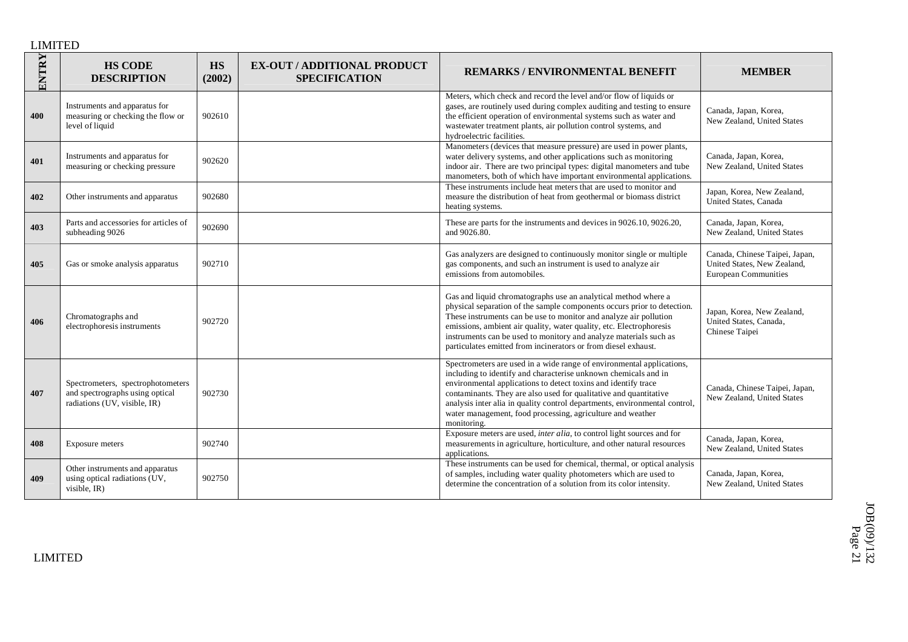LIMITED

| ENTRY | HS CODE DESCRIPTION | HS (2002) | EX-OUT / ADDITIONAL PRODUCT SPECIFICATION | REMARKS / ENVIRONMENTAL BENEFIT | MEMBER |
|---|---|---|---|---|---|
| 400 | Instruments and apparatus for measuring or checking the flow or level of liquid | 902610 | | Meters, which check and record the level and/or flow of liquids or gases, are routinely used during complex auditing and testing to ensure the efficient operation of environmental systems such as water and wastewater treatment plants, air pollution control systems, and hydroelectric facilities. | Canada, Japan, Korea, New Zealand, United States |
| 401 | Instruments and apparatus for measuring or checking pressure | 902620 | | Manometers (devices that measure pressure) are used in power plants, water delivery systems, and other applications such as monitoring indoor air. There are two principal types: digital manometers and tube manometers, both of which have important environmental applications. | Canada, Japan, Korea, New Zealand, United States |
| 402 | Other instruments and apparatus | 902680 | | These instruments include heat meters that are used to monitor and measure the distribution of heat from geothermal or biomass district heating systems. | Japan, Korea, New Zealand, United States, Canada |
| 403 | Parts and accessories for articles of subheading 9026 | 902690 | | These are parts for the instruments and devices in 9026.10, 9026.20, and 9026.80. | Canada, Japan, Korea, New Zealand, United States |
| 405 | Gas or smoke analysis apparatus | 902710 | | Gas analyzers are designed to continuously monitor single or multiple gas components, and such an instrument is used to analyze air emissions from automobiles. | Canada, Chinese Taipei, Japan, United States, New Zealand, European Communities |
| 406 | Chromatographs and electrophoresis instruments | 902720 | | Gas and liquid chromatographs use an analytical method where a physical separation of the sample components occurs prior to detection. These instruments can be use to monitor and analyze air pollution emissions, ambient air quality, water quality, etc. Electrophoresis instruments can be used to monitory and analyze materials such as particulates emitted from incinerators or from diesel exhaust. | Japan, Korea, New Zealand, United States, Canada, Chinese Taipei |
| 407 | Spectrometers, spectrophotometers and spectrographs using optical radiations (UV, visible, IR) | 902730 | | Spectrometers are used in a wide range of environmental applications, including to identify and characterise unknown chemicals and in environmental applications to detect toxins and identify trace contaminants. They are also used for qualitative and quantitative analysis inter alia in quality control departments, environmental control, water management, food processing, agriculture and weather monitoring. | Canada, Chinese Taipei, Japan, New Zealand, United States |
| 408 | Exposure meters | 902740 | | Exposure meters are used, *inter alia*, to control light sources and for measurements in agriculture, horticulture, and other natural resources applications. | Canada, Japan, Korea, New Zealand, United States |
| 409 | Other instruments and apparatus using optical radiations (UV, visible, IR) | 902750 | | These instruments can be used for chemical, thermal, or optical analysis of samples, including water quality photometers which are used to determine the concentration of a solution from its color intensity. | Canada, Japan, Korea, New Zealand, United States |

LIMITED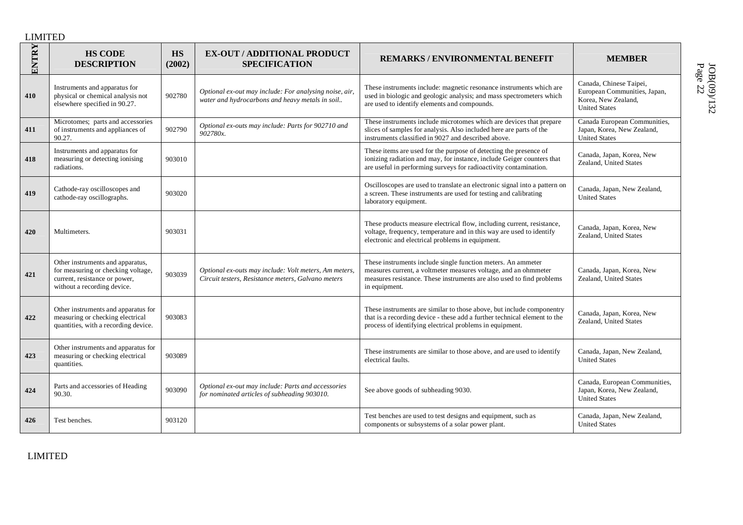| ENTRY | HS CODE DESCRIPTION | HS (2002) | EX-OUT / ADDITIONAL PRODUCT SPECIFICATION | REMARKS / ENVIRONMENTAL BENEFIT | MEMBER |
|---|---|---|---|---|---|
| 410 | Instruments and apparatus for physical or chemical analysis not elsewhere specified in 90.27. | 902780 | *Optional ex-out may include: For analysing noise, air, water and hydrocarbons and heavy metals in soil..* | These instruments include: magnetic resonance instruments which are used in biologic and geologic analysis; and mass spectrometers which are used to identify elements and compounds. | Canada, Chinese Taipei, European Communities, Japan, Korea, New Zealand, United States |
| 411 | Microtomes; parts and accessories of instruments and appliances of 90.27. | 902790 | *Optional ex-outs may include: Parts for 902710 and 902780x.* | These instruments include microtomes which are devices that prepare slices of samples for analysis. Also included here are parts of the instruments classified in 9027 and described above. | Canada European Communities, Japan, Korea, New Zealand, United States |
| 418 | Instruments and apparatus for measuring or detecting ionising radiations. | 903010 | | These items are used for the purpose of detecting the presence of ionizing radiation and may, for instance, include Geiger counters that are useful in performing surveys for radioactivity contamination. | Canada, Japan, Korea, New Zealand, United States |
| 419 | Cathode-ray oscilloscopes and cathode-ray oscillographs. | 903020 | | Oscilloscopes are used to translate an electronic signal into a pattern on a screen. These instruments are used for testing and calibrating laboratory equipment. | Canada, Japan, New Zealand, United States |
| 420 | Multimeters. | 903031 | | These products measure electrical flow, including current, resistance, voltage, frequency, temperature and in this way are used to identify electronic and electrical problems in equipment. | Canada, Japan, Korea, New Zealand, United States |
| 421 | Other instruments and apparatus, for measuring or checking voltage, current, resistance or power, without a recording device. | 903039 | *Optional ex-outs may include: Volt meters, Am meters, Circuit testers, Resistance meters, Galvano meters* | These instruments include single function meters. An ammeter measures current, a voltmeter measures voltage, and an ohmmeter measures resistance. These instruments are also used to find problems in equipment. | Canada, Japan, Korea, New Zealand, United States |
| 422 | Other instruments and apparatus for measuring or checking electrical quantities, with a recording device. | 903083 | | These instruments are similar to those above, but include componentry that is a recording device - these add a further technical element to the process of identifying electrical problems in equipment. | Canada, Japan, Korea, New Zealand, United States |
| 423 | Other instruments and apparatus for measuring or checking electrical quantities. | 903089 | | These instruments are similar to those above, and are used to identify electrical faults. | Canada, Japan, New Zealand, United States |
| 424 | Parts and accessories of Heading 90.30. | 903090 | *Optional ex-out may include: Parts and accessories for nominated articles of subheading 903010.* | See above goods of subheading 9030. | Canada, European Communities, Japan, Korea, New Zealand, United States |
| 426 | Test benches. | 903120 | | Test benches are used to test designs and equipment, such as components or subsystems of a solar power plant. | Canada, Japan, New Zealand, United States |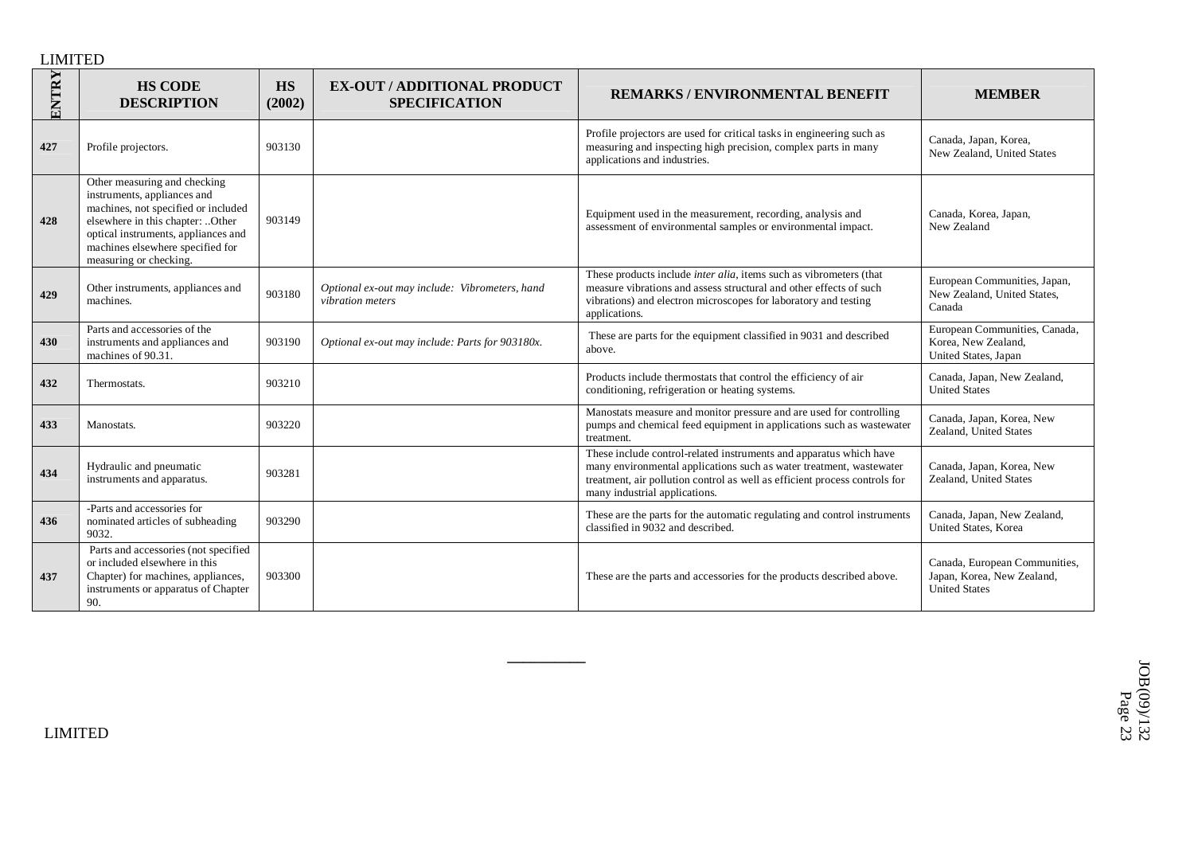| ENTRY | HS CODE DESCRIPTION | HS (2002) | EX-OUT / ADDITIONAL PRODUCT SPECIFICATION | REMARKS / ENVIRONMENTAL BENEFIT | MEMBER |
|---|---|---|---|---|---|
| **427** | Profile projectors. | 903130 | | Profile projectors are used for critical tasks in engineering such as measuring and inspecting high precision, complex parts in many applications and industries. | Canada, Japan, Korea, New Zealand, United States |
| **428** | Other measuring and checking instruments, appliances and machines, not specified or included elsewhere in this chapter: ..Other optical instruments, appliances and machines elsewhere specified for measuring or checking. | 903149 | | Equipment used in the measurement, recording, analysis and assessment of environmental samples or environmental impact. | Canada, Korea, Japan, New Zealand |
| **429** | Other instruments, appliances and machines. | 903180 | *Optional ex-out may include: Vibrometers, hand vibration meters* | These products include *inter alia*, items such as vibrometers (that measure vibrations and assess structural and other effects of such vibrations) and electron microscopes for laboratory and testing applications. | European Communities, Japan, New Zealand, United States, Canada |
| **430** | Parts and accessories of the instruments and appliances and machines of 90.31. | 903190 | *Optional ex-out may include: Parts for 903180x.* | These are parts for the equipment classified in 9031 and described above. | European Communities, Canada, Korea, New Zealand, United States, Japan |
| **432** | Thermostats. | 903210 | | Products include thermostats that control the efficiency of air conditioning, refrigeration or heating systems. | Canada, Japan, New Zealand, United States |
| **433** | Manostats. | 903220 | | Manostats measure and monitor pressure and are used for controlling pumps and chemical feed equipment in applications such as wastewater treatment. | Canada, Japan, Korea, New Zealand, United States |
| **434** | Hydraulic and pneumatic instruments and apparatus. | 903281 | | These include control-related instruments and apparatus which have many environmental applications such as water treatment, wastewater treatment, air pollution control as well as efficient process controls for many industrial applications. | Canada, Japan, Korea, New Zealand, United States |
| **436** | -Parts and accessories for nominated articles of subheading 9032. | 903290 | | These are the parts for the automatic regulating and control instruments classified in 9032 and described. | Canada, Japan, New Zealand, United States, Korea |
| **437** | Parts and accessories (not specified or included elsewhere in this Chapter) for machines, appliances, instruments or apparatus of Chapter 90. | 903300 | | These are the parts and accessories for the products described above. | Canada, European Communities, Japan, Korea, New Zealand, United States |

__________